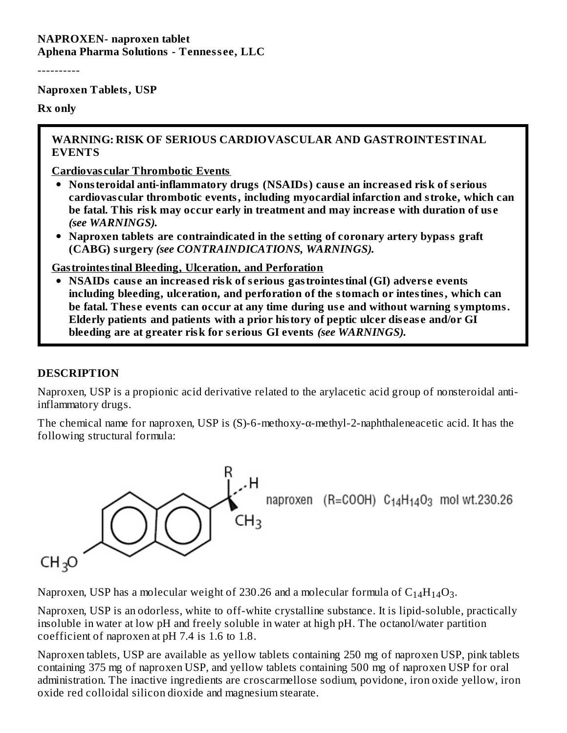**NAPROXEN- naproxen tablet**
**Aphena Pharma Solutions - Tennessee, LLC**

----------

**Naproxen Tablets, USP**

**Rx only**

> **WARNING: RISK OF SERIOUS CARDIOVASCULAR AND GASTROINTESTINAL EVENTS**
>
> **Cardiovascular Thrombotic Events**
>
> - **Nonsteroidal anti-inflammatory drugs (NSAIDs) cause an increased risk of serious cardiovascular thrombotic events, including myocardial infarction and stroke, which can be fatal. This risk may occur early in treatment and may increase with duration of use** ***(see WARNINGS).***
> - **Naproxen tablets are contraindicated in the setting of coronary artery bypass graft (CABG) surgery** ***(see CONTRAINDICATIONS, WARNINGS).***
>
> **Gastrointestinal Bleeding, Ulceration, and Perforation**
>
> - **NSAIDs cause an increased risk of serious gastrointestinal (GI) adverse events including bleeding, ulceration, and perforation of the stomach or intestines, which can be fatal. These events can occur at any time during use and without warning symptoms. Elderly patients and patients with a prior history of peptic ulcer disease and/or GI bleeding are at greater risk for serious GI events** ***(see WARNINGS).***

## DESCRIPTION

Naproxen, USP is a propionic acid derivative related to the arylacetic acid group of nonsteroidal anti-inflammatory drugs.

The chemical name for naproxen, USP is (S)-6-methoxy-α-methyl-2-naphthaleneacetic acid. It has the following structural formula:

naproxen (R=COOH) $C_{14}H_{14}O_3$ mol wt.230.26

Naproxen, USP has a molecular weight of 230.26 and a molecular formula of $C_{14}H_{14}O_3$.

Naproxen, USP is an odorless, white to off-white crystalline substance. It is lipid-soluble, practically insoluble in water at low pH and freely soluble in water at high pH. The octanol/water partition coefficient of naproxen at pH 7.4 is 1.6 to 1.8.

Naproxen tablets, USP are available as yellow tablets containing 250 mg of naproxen USP, pink tablets containing 375 mg of naproxen USP, and yellow tablets containing 500 mg of naproxen USP for oral administration. The inactive ingredients are croscarmellose sodium, povidone, iron oxide yellow, iron oxide red colloidal silicon dioxide and magnesium stearate.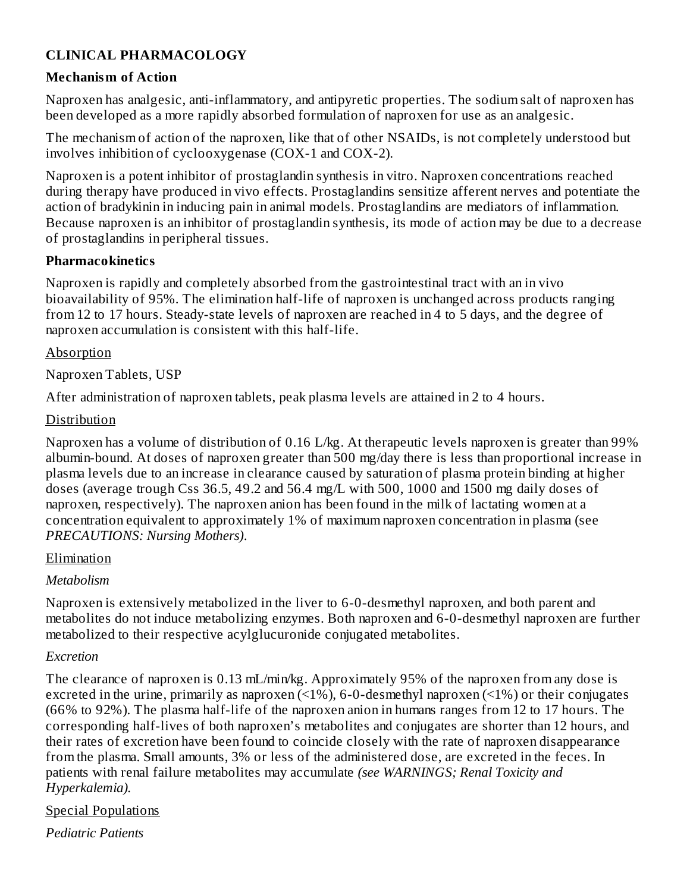## CLINICAL PHARMACOLOGY

### Mechanism of Action

Naproxen has analgesic, anti-inflammatory, and antipyretic properties. The sodium salt of naproxen has been developed as a more rapidly absorbed formulation of naproxen for use as an analgesic.

The mechanism of action of the naproxen, like that of other NSAIDs, is not completely understood but involves inhibition of cyclooxygenase (COX-1 and COX-2).

Naproxen is a potent inhibitor of prostaglandin synthesis in vitro. Naproxen concentrations reached during therapy have produced in vivo effects. Prostaglandins sensitize afferent nerves and potentiate the action of bradykinin in inducing pain in animal models. Prostaglandins are mediators of inflammation. Because naproxen is an inhibitor of prostaglandin synthesis, its mode of action may be due to a decrease of prostaglandins in peripheral tissues.

### Pharmacokinetics

Naproxen is rapidly and completely absorbed from the gastrointestinal tract with an in vivo bioavailability of 95%. The elimination half-life of naproxen is unchanged across products ranging from 12 to 17 hours. Steady-state levels of naproxen are reached in 4 to 5 days, and the degree of naproxen accumulation is consistent with this half-life.

Absorption

Naproxen Tablets, USP

After administration of naproxen tablets, peak plasma levels are attained in 2 to 4 hours.

Distribution

Naproxen has a volume of distribution of 0.16 L/kg. At therapeutic levels naproxen is greater than 99% albumin-bound. At doses of naproxen greater than 500 mg/day there is less than proportional increase in plasma levels due to an increase in clearance caused by saturation of plasma protein binding at higher doses (average trough Css 36.5, 49.2 and 56.4 mg/L with 500, 1000 and 1500 mg daily doses of naproxen, respectively). The naproxen anion has been found in the milk of lactating women at a concentration equivalent to approximately 1% of maximum naproxen concentration in plasma (see *PRECAUTIONS: Nursing Mothers).*

Elimination

*Metabolism*

Naproxen is extensively metabolized in the liver to 6-0-desmethyl naproxen, and both parent and metabolites do not induce metabolizing enzymes. Both naproxen and 6-0-desmethyl naproxen are further metabolized to their respective acylglucuronide conjugated metabolites.

*Excretion*

The clearance of naproxen is 0.13 mL/min/kg. Approximately 95% of the naproxen from any dose is excreted in the urine, primarily as naproxen (<1%), 6-0-desmethyl naproxen (<1%) or their conjugates (66% to 92%). The plasma half-life of the naproxen anion in humans ranges from 12 to 17 hours. The corresponding half-lives of both naproxen's metabolites and conjugates are shorter than 12 hours, and their rates of excretion have been found to coincide closely with the rate of naproxen disappearance from the plasma. Small amounts, 3% or less of the administered dose, are excreted in the feces. In patients with renal failure metabolites may accumulate *(see WARNINGS; Renal Toxicity and Hyperkalemia).*

Special Populations

*Pediatric Patients*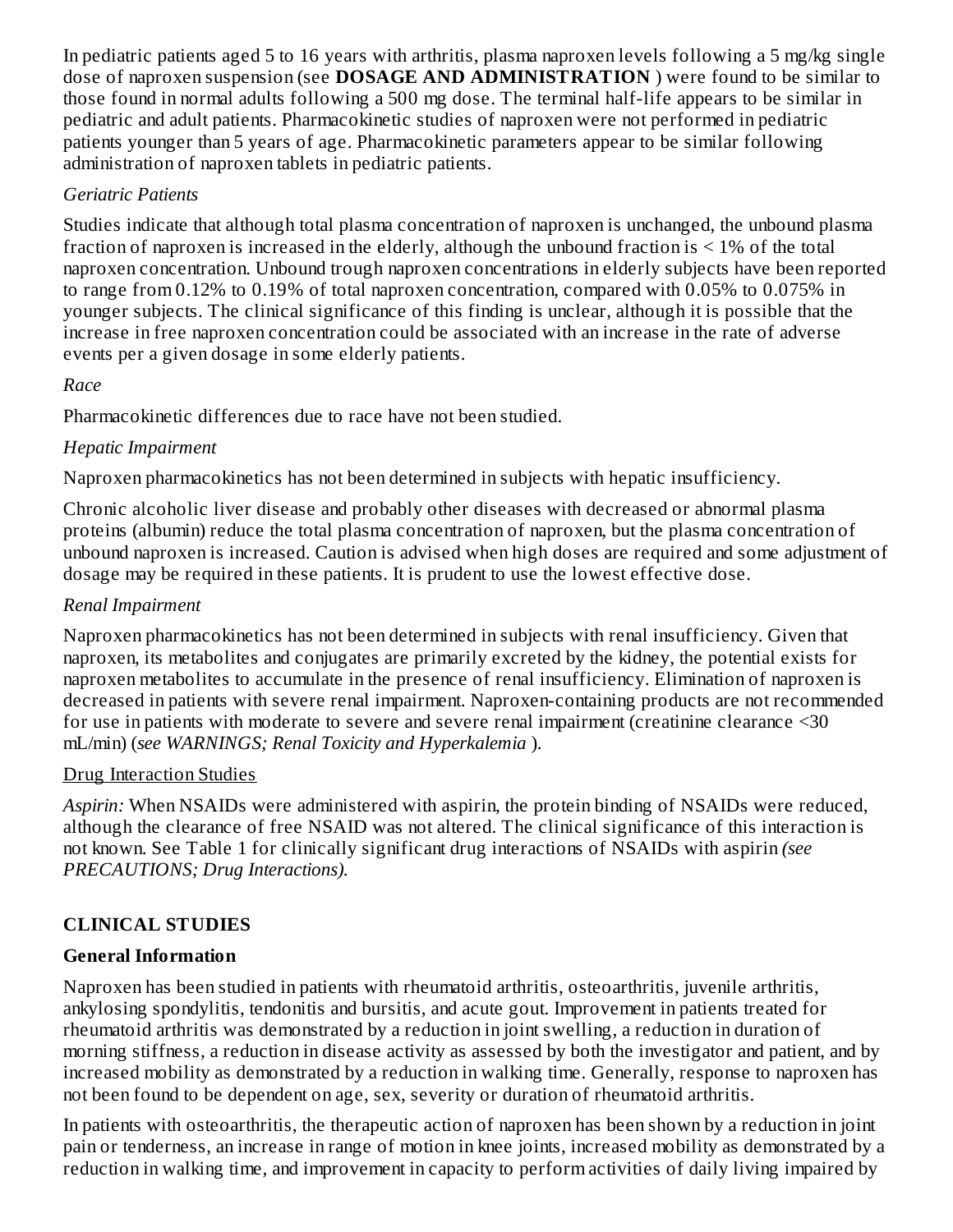In pediatric patients aged 5 to 16 years with arthritis, plasma naproxen levels following a 5 mg/kg single dose of naproxen suspension (see **DOSAGE AND ADMINISTRATION** ) were found to be similar to those found in normal adults following a 500 mg dose. The terminal half-life appears to be similar in pediatric and adult patients. Pharmacokinetic studies of naproxen were not performed in pediatric patients younger than 5 years of age. Pharmacokinetic parameters appear to be similar following administration of naproxen tablets in pediatric patients.

*Geriatric Patients*

Studies indicate that although total plasma concentration of naproxen is unchanged, the unbound plasma fraction of naproxen is increased in the elderly, although the unbound fraction is < 1% of the total naproxen concentration. Unbound trough naproxen concentrations in elderly subjects have been reported to range from 0.12% to 0.19% of total naproxen concentration, compared with 0.05% to 0.075% in younger subjects. The clinical significance of this finding is unclear, although it is possible that the increase in free naproxen concentration could be associated with an increase in the rate of adverse events per a given dosage in some elderly patients.

*Race*

Pharmacokinetic differences due to race have not been studied.

*Hepatic Impairment*

Naproxen pharmacokinetics has not been determined in subjects with hepatic insufficiency.

Chronic alcoholic liver disease and probably other diseases with decreased or abnormal plasma proteins (albumin) reduce the total plasma concentration of naproxen, but the plasma concentration of unbound naproxen is increased. Caution is advised when high doses are required and some adjustment of dosage may be required in these patients. It is prudent to use the lowest effective dose.

*Renal Impairment*

Naproxen pharmacokinetics has not been determined in subjects with renal insufficiency. Given that naproxen, its metabolites and conjugates are primarily excreted by the kidney, the potential exists for naproxen metabolites to accumulate in the presence of renal insufficiency. Elimination of naproxen is decreased in patients with severe renal impairment. Naproxen-containing products are not recommended for use in patients with moderate to severe and severe renal impairment (creatinine clearance <30 mL/min) (*see WARNINGS; Renal Toxicity and Hyperkalemia* ).

Drug Interaction Studies

*Aspirin:* When NSAIDs were administered with aspirin, the protein binding of NSAIDs were reduced, although the clearance of free NSAID was not altered. The clinical significance of this interaction is not known. See Table 1 for clinically significant drug interactions of NSAIDs with aspirin *(see PRECAUTIONS; Drug Interactions).*

## CLINICAL STUDIES

### General Information

Naproxen has been studied in patients with rheumatoid arthritis, osteoarthritis, juvenile arthritis, ankylosing spondylitis, tendonitis and bursitis, and acute gout. Improvement in patients treated for rheumatoid arthritis was demonstrated by a reduction in joint swelling, a reduction in duration of morning stiffness, a reduction in disease activity as assessed by both the investigator and patient, and by increased mobility as demonstrated by a reduction in walking time. Generally, response to naproxen has not been found to be dependent on age, sex, severity or duration of rheumatoid arthritis.

In patients with osteoarthritis, the therapeutic action of naproxen has been shown by a reduction in joint pain or tenderness, an increase in range of motion in knee joints, increased mobility as demonstrated by a reduction in walking time, and improvement in capacity to perform activities of daily living impaired by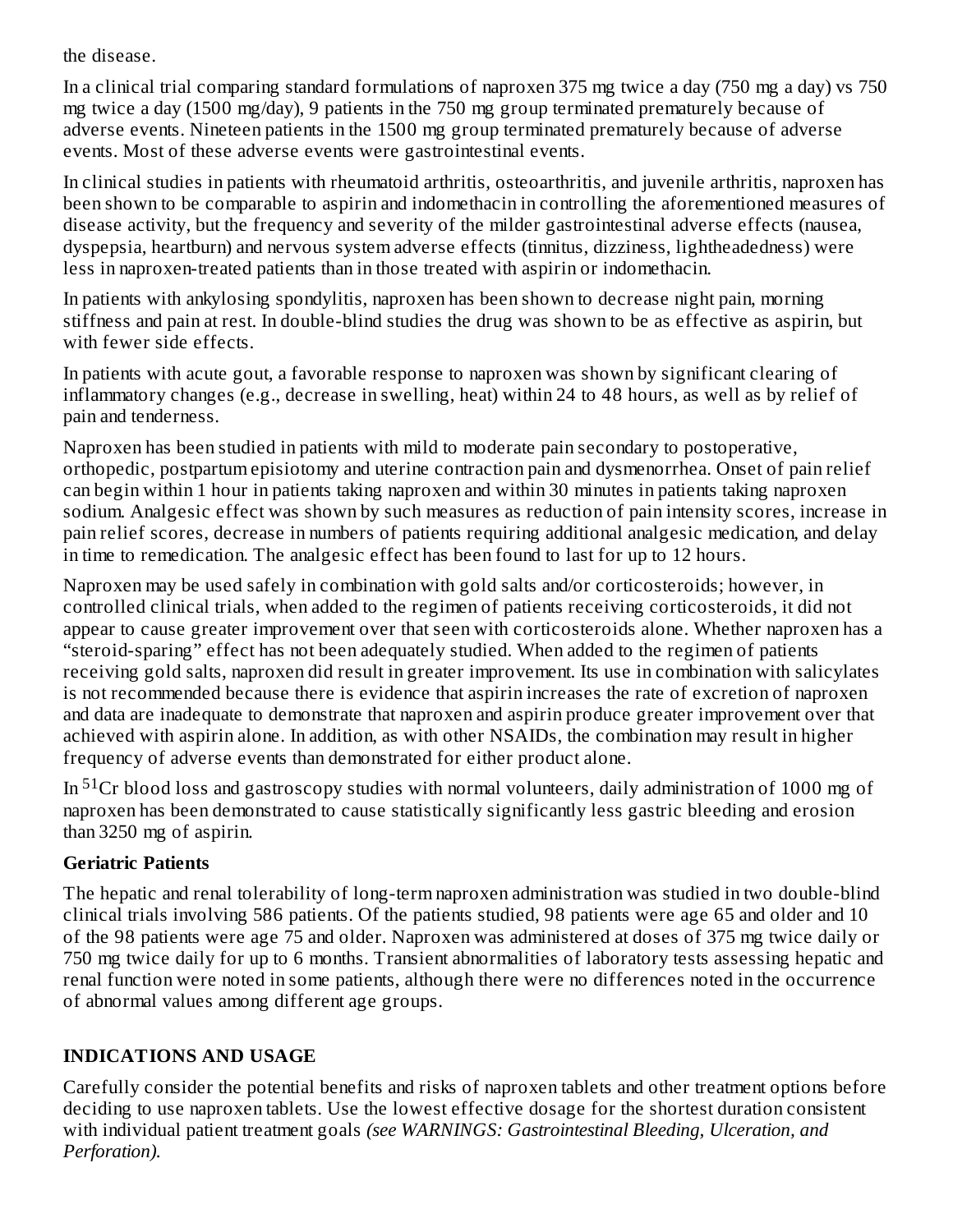the disease.

In a clinical trial comparing standard formulations of naproxen 375 mg twice a day (750 mg a day) vs 750 mg twice a day (1500 mg/day), 9 patients in the 750 mg group terminated prematurely because of adverse events. Nineteen patients in the 1500 mg group terminated prematurely because of adverse events. Most of these adverse events were gastrointestinal events.

In clinical studies in patients with rheumatoid arthritis, osteoarthritis, and juvenile arthritis, naproxen has been shown to be comparable to aspirin and indomethacin in controlling the aforementioned measures of disease activity, but the frequency and severity of the milder gastrointestinal adverse effects (nausea, dyspepsia, heartburn) and nervous system adverse effects (tinnitus, dizziness, lightheadedness) were less in naproxen-treated patients than in those treated with aspirin or indomethacin.

In patients with ankylosing spondylitis, naproxen has been shown to decrease night pain, morning stiffness and pain at rest. In double-blind studies the drug was shown to be as effective as aspirin, but with fewer side effects.

In patients with acute gout, a favorable response to naproxen was shown by significant clearing of inflammatory changes (e.g., decrease in swelling, heat) within 24 to 48 hours, as well as by relief of pain and tenderness.

Naproxen has been studied in patients with mild to moderate pain secondary to postoperative, orthopedic, postpartum episiotomy and uterine contraction pain and dysmenorrhea. Onset of pain relief can begin within 1 hour in patients taking naproxen and within 30 minutes in patients taking naproxen sodium. Analgesic effect was shown by such measures as reduction of pain intensity scores, increase in pain relief scores, decrease in numbers of patients requiring additional analgesic medication, and delay in time to remedication. The analgesic effect has been found to last for up to 12 hours.

Naproxen may be used safely in combination with gold salts and/or corticosteroids; however, in controlled clinical trials, when added to the regimen of patients receiving corticosteroids, it did not appear to cause greater improvement over that seen with corticosteroids alone. Whether naproxen has a "steroid-sparing" effect has not been adequately studied. When added to the regimen of patients receiving gold salts, naproxen did result in greater improvement. Its use in combination with salicylates is not recommended because there is evidence that aspirin increases the rate of excretion of naproxen and data are inadequate to demonstrate that naproxen and aspirin produce greater improvement over that achieved with aspirin alone. In addition, as with other NSAIDs, the combination may result in higher frequency of adverse events than demonstrated for either product alone.

In $^{51}Cr$ blood loss and gastroscopy studies with normal volunteers, daily administration of 1000 mg of naproxen has been demonstrated to cause statistically significantly less gastric bleeding and erosion than 3250 mg of aspirin.

### Geriatric Patients

The hepatic and renal tolerability of long-term naproxen administration was studied in two double-blind clinical trials involving 586 patients. Of the patients studied, 98 patients were age 65 and older and 10 of the 98 patients were age 75 and older. Naproxen was administered at doses of 375 mg twice daily or 750 mg twice daily for up to 6 months. Transient abnormalities of laboratory tests assessing hepatic and renal function were noted in some patients, although there were no differences noted in the occurrence of abnormal values among different age groups.

## INDICATIONS AND USAGE

Carefully consider the potential benefits and risks of naproxen tablets and other treatment options before deciding to use naproxen tablets. Use the lowest effective dosage for the shortest duration consistent with individual patient treatment goals *(see WARNINGS: Gastrointestinal Bleeding, Ulceration, and Perforation).*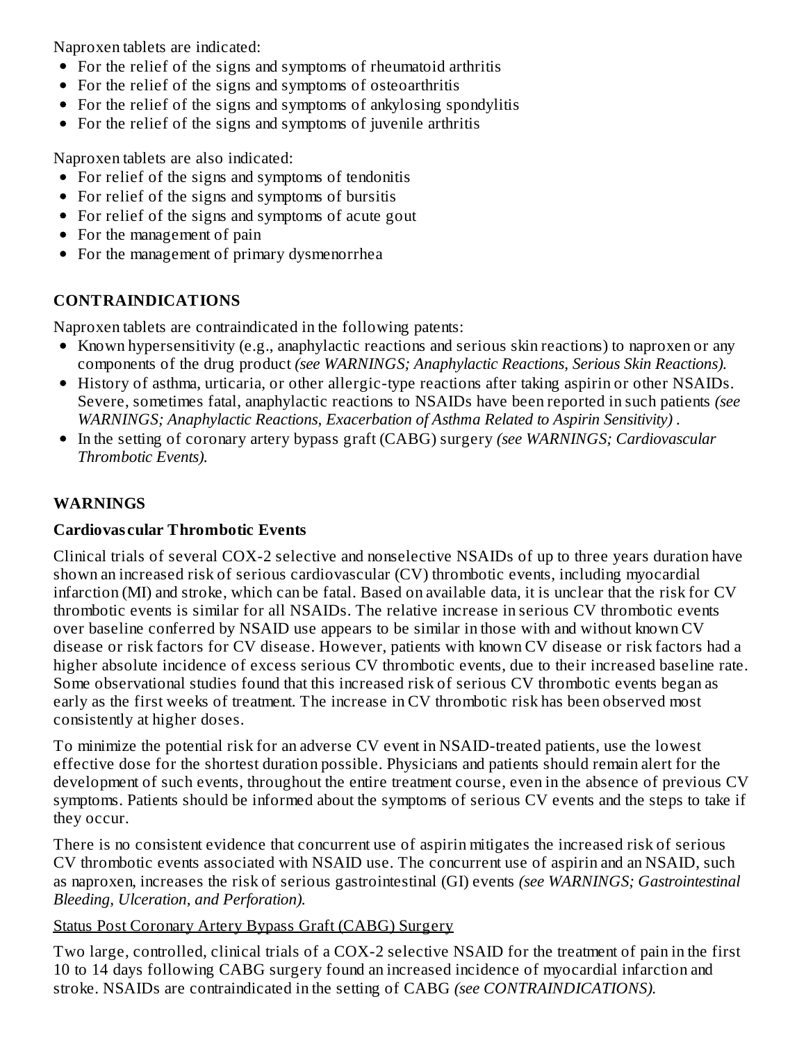Naproxen tablets are indicated:

- For the relief of the signs and symptoms of rheumatoid arthritis
- For the relief of the signs and symptoms of osteoarthritis
- For the relief of the signs and symptoms of ankylosing spondylitis
- For the relief of the signs and symptoms of juvenile arthritis

Naproxen tablets are also indicated:

- For relief of the signs and symptoms of tendonitis
- For relief of the signs and symptoms of bursitis
- For relief of the signs and symptoms of acute gout
- For the management of pain
- For the management of primary dysmenorrhea

## CONTRAINDICATIONS

Naproxen tablets are contraindicated in the following patents:

- Known hypersensitivity (e.g., anaphylactic reactions and serious skin reactions) to naproxen or any components of the drug product *(see WARNINGS; Anaphylactic Reactions, Serious Skin Reactions).*
- History of asthma, urticaria, or other allergic-type reactions after taking aspirin or other NSAIDs. Severe, sometimes fatal, anaphylactic reactions to NSAIDs have been reported in such patients *(see WARNINGS; Anaphylactic Reactions, Exacerbation of Asthma Related to Aspirin Sensitivity)* .
- In the setting of coronary artery bypass graft (CABG) surgery *(see WARNINGS; Cardiovascular Thrombotic Events).*

## WARNINGS

### Cardiovascular Thrombotic Events

Clinical trials of several COX-2 selective and nonselective NSAIDs of up to three years duration have shown an increased risk of serious cardiovascular (CV) thrombotic events, including myocardial infarction (MI) and stroke, which can be fatal. Based on available data, it is unclear that the risk for CV thrombotic events is similar for all NSAIDs. The relative increase in serious CV thrombotic events over baseline conferred by NSAID use appears to be similar in those with and without known CV disease or risk factors for CV disease. However, patients with known CV disease or risk factors had a higher absolute incidence of excess serious CV thrombotic events, due to their increased baseline rate. Some observational studies found that this increased risk of serious CV thrombotic events began as early as the first weeks of treatment. The increase in CV thrombotic risk has been observed most consistently at higher doses.

To minimize the potential risk for an adverse CV event in NSAID-treated patients, use the lowest effective dose for the shortest duration possible. Physicians and patients should remain alert for the development of such events, throughout the entire treatment course, even in the absence of previous CV symptoms. Patients should be informed about the symptoms of serious CV events and the steps to take if they occur.

There is no consistent evidence that concurrent use of aspirin mitigates the increased risk of serious CV thrombotic events associated with NSAID use. The concurrent use of aspirin and an NSAID, such as naproxen, increases the risk of serious gastrointestinal (GI) events *(see WARNINGS; Gastrointestinal Bleeding, Ulceration, and Perforation).*

Status Post Coronary Artery Bypass Graft (CABG) Surgery

Two large, controlled, clinical trials of a COX-2 selective NSAID for the treatment of pain in the first 10 to 14 days following CABG surgery found an increased incidence of myocardial infarction and stroke. NSAIDs are contraindicated in the setting of CABG *(see CONTRAINDICATIONS).*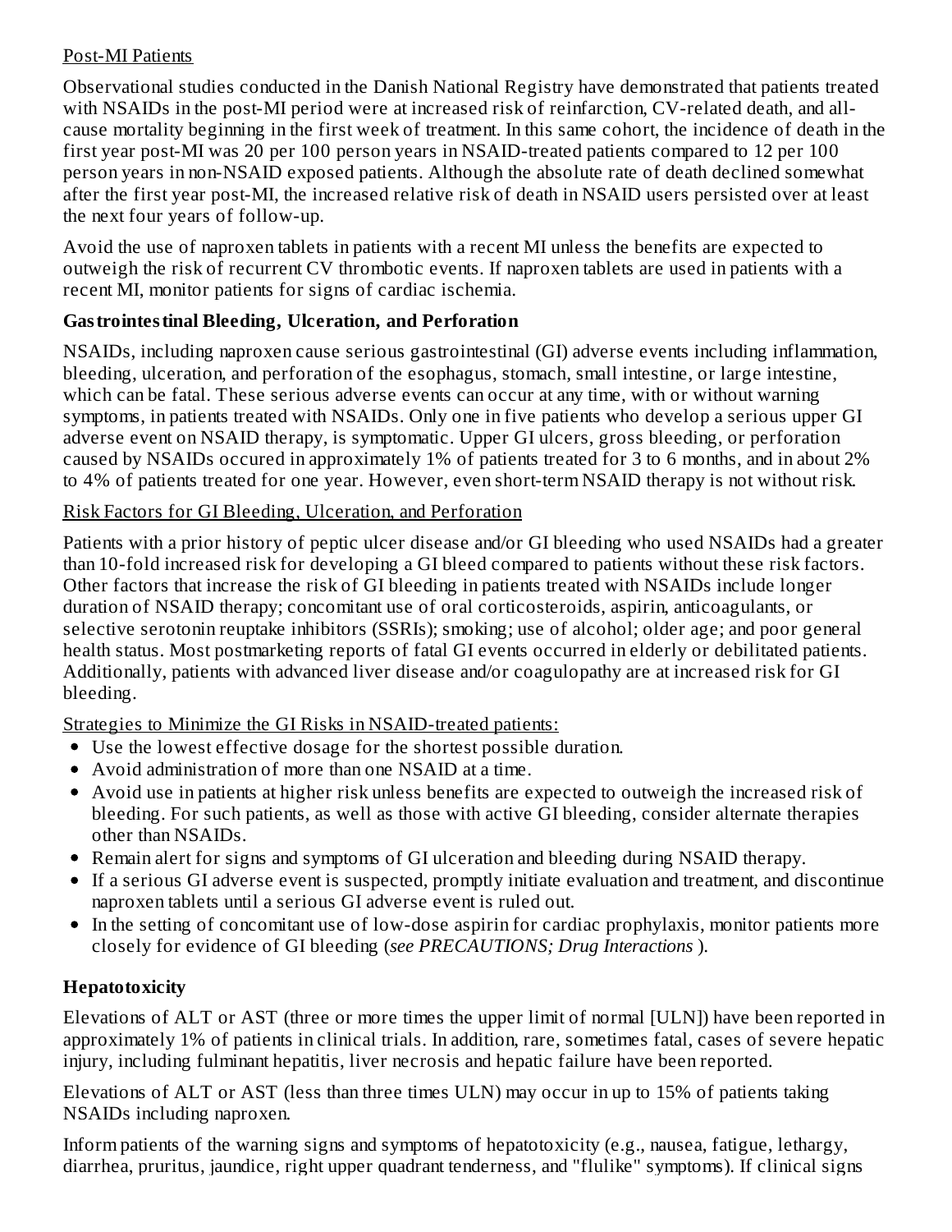Post-MI Patients

Observational studies conducted in the Danish National Registry have demonstrated that patients treated with NSAIDs in the post-MI period were at increased risk of reinfarction, CV-related death, and all-cause mortality beginning in the first week of treatment. In this same cohort, the incidence of death in the first year post-MI was 20 per 100 person years in NSAID-treated patients compared to 12 per 100 person years in non-NSAID exposed patients. Although the absolute rate of death declined somewhat after the first year post-MI, the increased relative risk of death in NSAID users persisted over at least the next four years of follow-up.

Avoid the use of naproxen tablets in patients with a recent MI unless the benefits are expected to outweigh the risk of recurrent CV thrombotic events. If naproxen tablets are used in patients with a recent MI, monitor patients for signs of cardiac ischemia.

**Gastrointestinal Bleeding, Ulceration, and Perforation**

NSAIDs, including naproxen cause serious gastrointestinal (GI) adverse events including inflammation, bleeding, ulceration, and perforation of the esophagus, stomach, small intestine, or large intestine, which can be fatal. These serious adverse events can occur at any time, with or without warning symptoms, in patients treated with NSAIDs. Only one in five patients who develop a serious upper GI adverse event on NSAID therapy, is symptomatic. Upper GI ulcers, gross bleeding, or perforation caused by NSAIDs occured in approximately 1% of patients treated for 3 to 6 months, and in about 2% to 4% of patients treated for one year. However, even short-term NSAID therapy is not without risk.

Risk Factors for GI Bleeding, Ulceration, and Perforation

Patients with a prior history of peptic ulcer disease and/or GI bleeding who used NSAIDs had a greater than 10-fold increased risk for developing a GI bleed compared to patients without these risk factors. Other factors that increase the risk of GI bleeding in patients treated with NSAIDs include longer duration of NSAID therapy; concomitant use of oral corticosteroids, aspirin, anticoagulants, or selective serotonin reuptake inhibitors (SSRIs); smoking; use of alcohol; older age; and poor general health status. Most postmarketing reports of fatal GI events occurred in elderly or debilitated patients. Additionally, patients with advanced liver disease and/or coagulopathy are at increased risk for GI bleeding.

Strategies to Minimize the GI Risks in NSAID-treated patients:

- Use the lowest effective dosage for the shortest possible duration.
- Avoid administration of more than one NSAID at a time.
- Avoid use in patients at higher risk unless benefits are expected to outweigh the increased risk of bleeding. For such patients, as well as those with active GI bleeding, consider alternate therapies other than NSAIDs.
- Remain alert for signs and symptoms of GI ulceration and bleeding during NSAID therapy.
- If a serious GI adverse event is suspected, promptly initiate evaluation and treatment, and discontinue naproxen tablets until a serious GI adverse event is ruled out.
- In the setting of concomitant use of low-dose aspirin for cardiac prophylaxis, monitor patients more closely for evidence of GI bleeding (*see PRECAUTIONS; Drug Interactions* ).

**Hepatotoxicity**

Elevations of ALT or AST (three or more times the upper limit of normal [ULN]) have been reported in approximately 1% of patients in clinical trials. In addition, rare, sometimes fatal, cases of severe hepatic injury, including fulminant hepatitis, liver necrosis and hepatic failure have been reported.

Elevations of ALT or AST (less than three times ULN) may occur in up to 15% of patients taking NSAIDs including naproxen.

Inform patients of the warning signs and symptoms of hepatotoxicity (e.g., nausea, fatigue, lethargy, diarrhea, pruritus, jaundice, right upper quadrant tenderness, and "flulike" symptoms). If clinical signs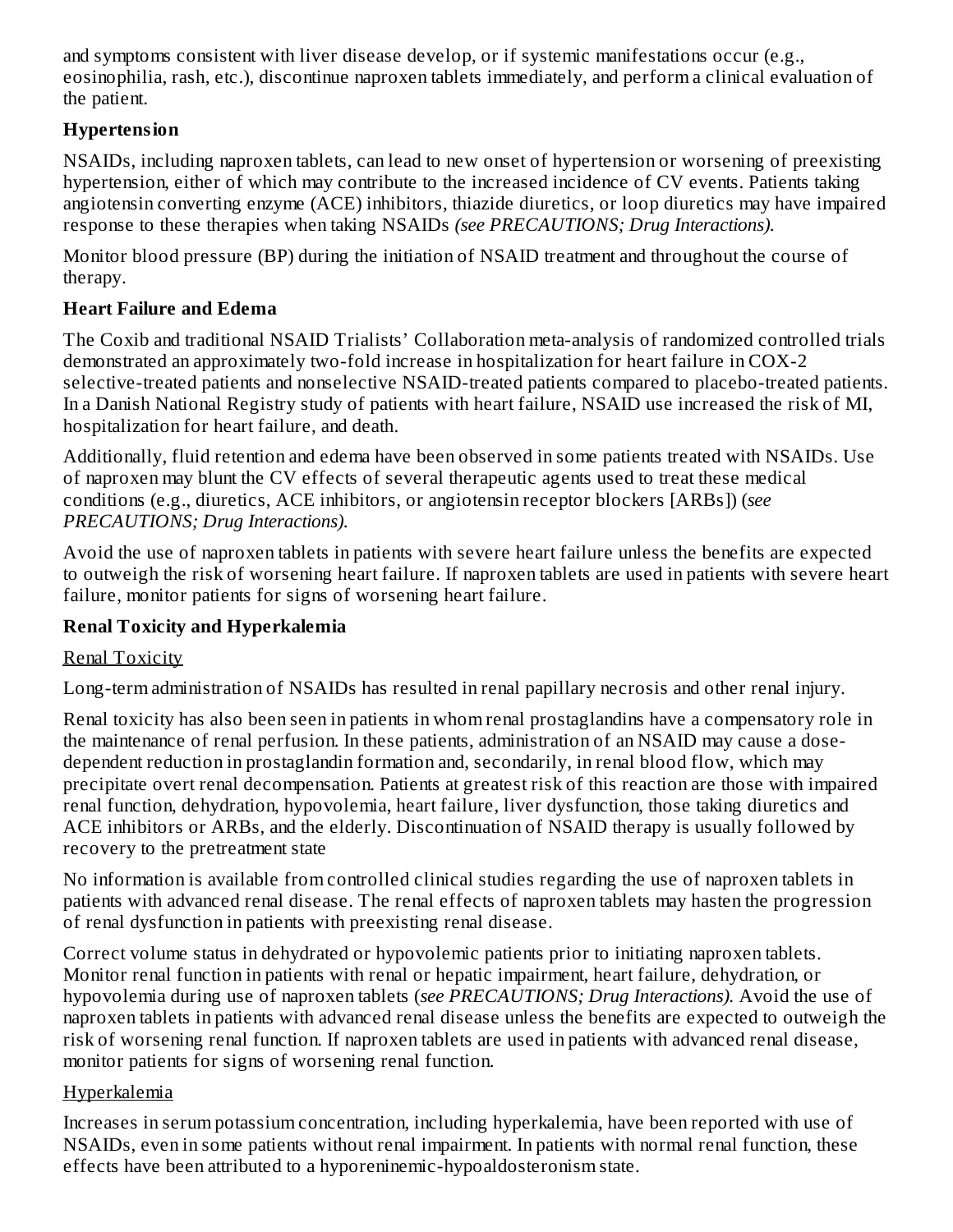and symptoms consistent with liver disease develop, or if systemic manifestations occur (e.g., eosinophilia, rash, etc.), discontinue naproxen tablets immediately, and perform a clinical evaluation of the patient.

**Hypertension**

NSAIDs, including naproxen tablets, can lead to new onset of hypertension or worsening of preexisting hypertension, either of which may contribute to the increased incidence of CV events. Patients taking angiotensin converting enzyme (ACE) inhibitors, thiazide diuretics, or loop diuretics may have impaired response to these therapies when taking NSAIDs *(see PRECAUTIONS; Drug Interactions).*

Monitor blood pressure (BP) during the initiation of NSAID treatment and throughout the course of therapy.

**Heart Failure and Edema**

The Coxib and traditional NSAID Trialists' Collaboration meta-analysis of randomized controlled trials demonstrated an approximately two-fold increase in hospitalization for heart failure in COX-2 selective-treated patients and nonselective NSAID-treated patients compared to placebo-treated patients. In a Danish National Registry study of patients with heart failure, NSAID use increased the risk of MI, hospitalization for heart failure, and death.

Additionally, fluid retention and edema have been observed in some patients treated with NSAIDs. Use of naproxen may blunt the CV effects of several therapeutic agents used to treat these medical conditions (e.g., diuretics, ACE inhibitors, or angiotensin receptor blockers [ARBs]) (*see PRECAUTIONS; Drug Interactions).*

Avoid the use of naproxen tablets in patients with severe heart failure unless the benefits are expected to outweigh the risk of worsening heart failure. If naproxen tablets are used in patients with severe heart failure, monitor patients for signs of worsening heart failure.

**Renal Toxicity and Hyperkalemia**

Renal Toxicity

Long-term administration of NSAIDs has resulted in renal papillary necrosis and other renal injury.

Renal toxicity has also been seen in patients in whom renal prostaglandins have a compensatory role in the maintenance of renal perfusion. In these patients, administration of an NSAID may cause a dose-dependent reduction in prostaglandin formation and, secondarily, in renal blood flow, which may precipitate overt renal decompensation. Patients at greatest risk of this reaction are those with impaired renal function, dehydration, hypovolemia, heart failure, liver dysfunction, those taking diuretics and ACE inhibitors or ARBs, and the elderly. Discontinuation of NSAID therapy is usually followed by recovery to the pretreatment state

No information is available from controlled clinical studies regarding the use of naproxen tablets in patients with advanced renal disease. The renal effects of naproxen tablets may hasten the progression of renal dysfunction in patients with preexisting renal disease.

Correct volume status in dehydrated or hypovolemic patients prior to initiating naproxen tablets. Monitor renal function in patients with renal or hepatic impairment, heart failure, dehydration, or hypovolemia during use of naproxen tablets (*see PRECAUTIONS; Drug Interactions).* Avoid the use of naproxen tablets in patients with advanced renal disease unless the benefits are expected to outweigh the risk of worsening renal function. If naproxen tablets are used in patients with advanced renal disease, monitor patients for signs of worsening renal function.

Hyperkalemia

Increases in serum potassium concentration, including hyperkalemia, have been reported with use of NSAIDs, even in some patients without renal impairment. In patients with normal renal function, these effects have been attributed to a hyporeninemic-hypoaldosteronism state.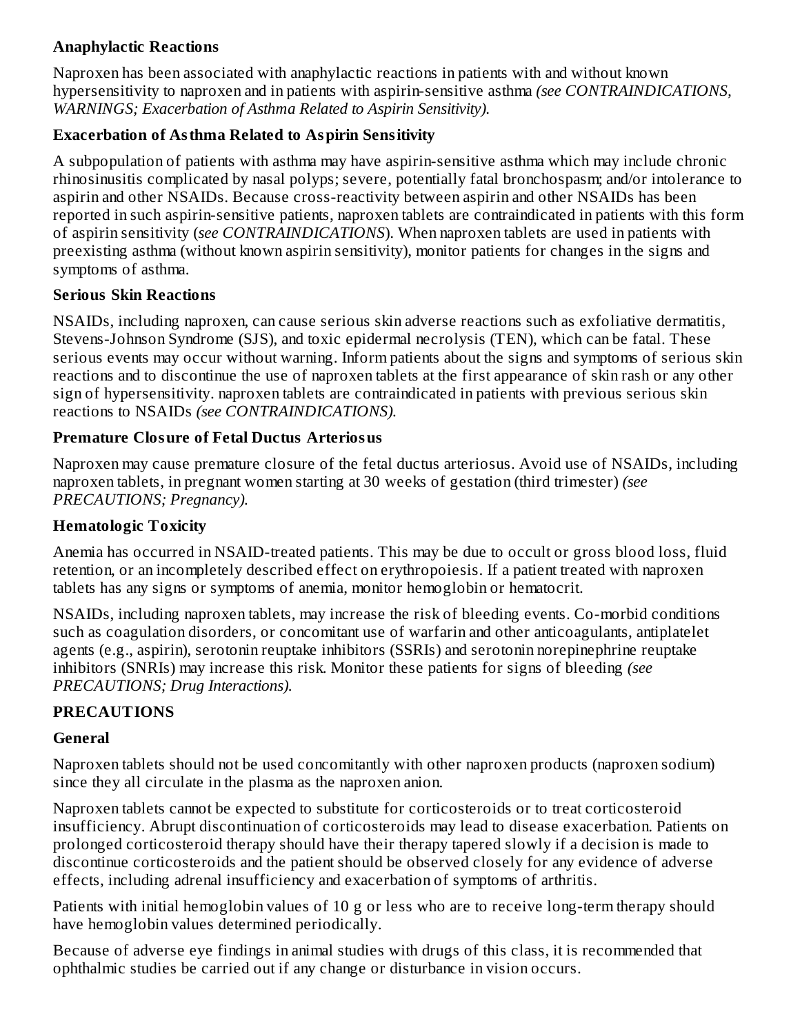### Anaphylactic Reactions

Naproxen has been associated with anaphylactic reactions in patients with and without known hypersensitivity to naproxen and in patients with aspirin-sensitive asthma *(see CONTRAINDICATIONS, WARNINGS; Exacerbation of Asthma Related to Aspirin Sensitivity).*

### Exacerbation of Asthma Related to Aspirin Sensitivity

A subpopulation of patients with asthma may have aspirin-sensitive asthma which may include chronic rhinosinusitis complicated by nasal polyps; severe, potentially fatal bronchospasm; and/or intolerance to aspirin and other NSAIDs. Because cross-reactivity between aspirin and other NSAIDs has been reported in such aspirin-sensitive patients, naproxen tablets are contraindicated in patients with this form of aspirin sensitivity (*see CONTRAINDICATIONS*). When naproxen tablets are used in patients with preexisting asthma (without known aspirin sensitivity), monitor patients for changes in the signs and symptoms of asthma.

### Serious Skin Reactions

NSAIDs, including naproxen, can cause serious skin adverse reactions such as exfoliative dermatitis, Stevens-Johnson Syndrome (SJS), and toxic epidermal necrolysis (TEN), which can be fatal. These serious events may occur without warning. Inform patients about the signs and symptoms of serious skin reactions and to discontinue the use of naproxen tablets at the first appearance of skin rash or any other sign of hypersensitivity. naproxen tablets are contraindicated in patients with previous serious skin reactions to NSAIDs *(see CONTRAINDICATIONS).*

### Premature Closure of Fetal Ductus Arteriosus

Naproxen may cause premature closure of the fetal ductus arteriosus. Avoid use of NSAIDs, including naproxen tablets, in pregnant women starting at 30 weeks of gestation (third trimester) *(see PRECAUTIONS; Pregnancy).*

### Hematologic Toxicity

Anemia has occurred in NSAID-treated patients. This may be due to occult or gross blood loss, fluid retention, or an incompletely described effect on erythropoiesis. If a patient treated with naproxen tablets has any signs or symptoms of anemia, monitor hemoglobin or hematocrit.

NSAIDs, including naproxen tablets, may increase the risk of bleeding events. Co-morbid conditions such as coagulation disorders, or concomitant use of warfarin and other anticoagulants, antiplatelet agents (e.g., aspirin), serotonin reuptake inhibitors (SSRIs) and serotonin norepinephrine reuptake inhibitors (SNRIs) may increase this risk. Monitor these patients for signs of bleeding *(see PRECAUTIONS; Drug Interactions).*

## PRECAUTIONS

### General

Naproxen tablets should not be used concomitantly with other naproxen products (naproxen sodium) since they all circulate in the plasma as the naproxen anion.

Naproxen tablets cannot be expected to substitute for corticosteroids or to treat corticosteroid insufficiency. Abrupt discontinuation of corticosteroids may lead to disease exacerbation. Patients on prolonged corticosteroid therapy should have their therapy tapered slowly if a decision is made to discontinue corticosteroids and the patient should be observed closely for any evidence of adverse effects, including adrenal insufficiency and exacerbation of symptoms of arthritis.

Patients with initial hemoglobin values of 10 g or less who are to receive long-term therapy should have hemoglobin values determined periodically.

Because of adverse eye findings in animal studies with drugs of this class, it is recommended that ophthalmic studies be carried out if any change or disturbance in vision occurs.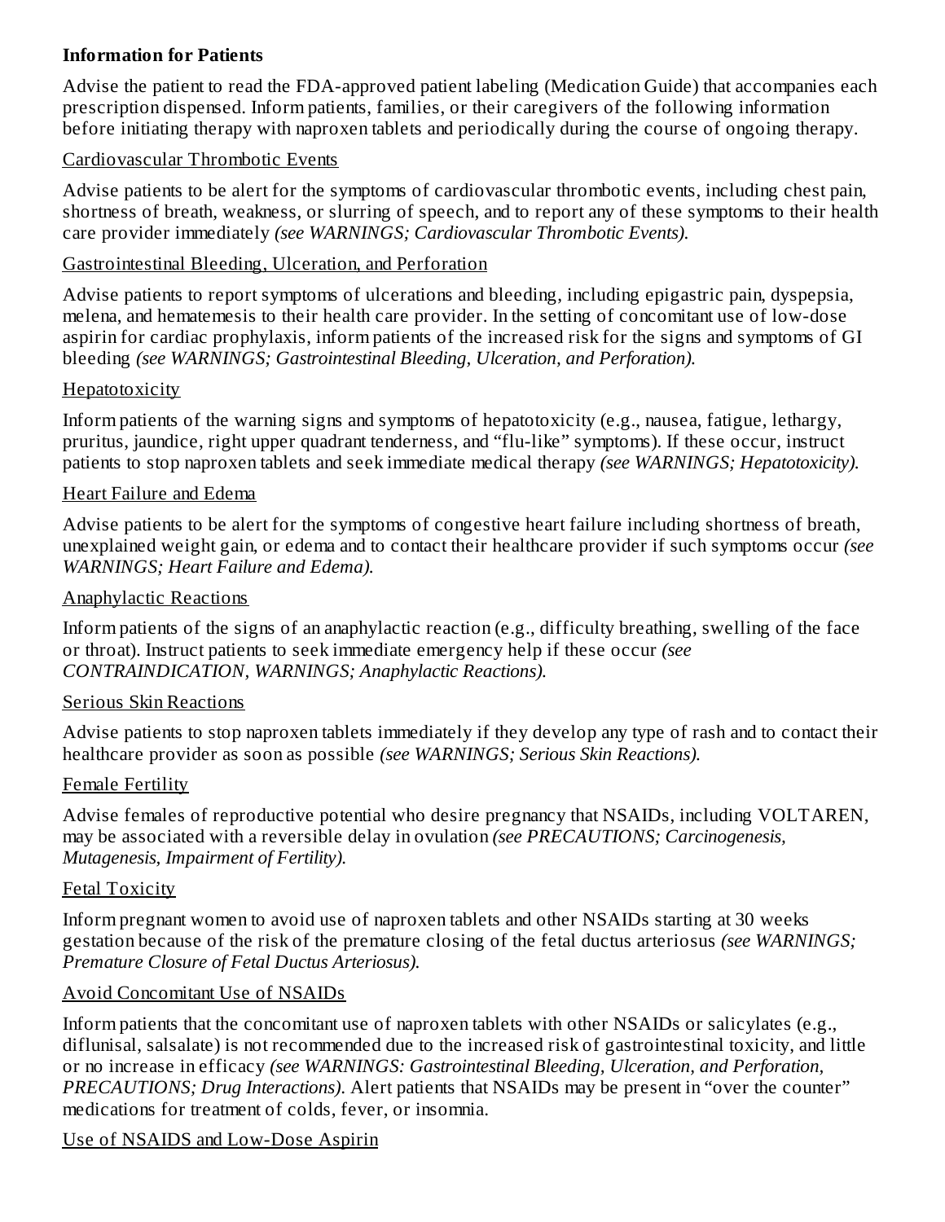**Information for Patients**

Advise the patient to read the FDA-approved patient labeling (Medication Guide) that accompanies each prescription dispensed. Inform patients, families, or their caregivers of the following information before initiating therapy with naproxen tablets and periodically during the course of ongoing therapy.

Cardiovascular Thrombotic Events

Advise patients to be alert for the symptoms of cardiovascular thrombotic events, including chest pain, shortness of breath, weakness, or slurring of speech, and to report any of these symptoms to their health care provider immediately *(see WARNINGS; Cardiovascular Thrombotic Events).*

Gastrointestinal Bleeding, Ulceration, and Perforation

Advise patients to report symptoms of ulcerations and bleeding, including epigastric pain, dyspepsia, melena, and hematemesis to their health care provider. In the setting of concomitant use of low-dose aspirin for cardiac prophylaxis, inform patients of the increased risk for the signs and symptoms of GI bleeding *(see WARNINGS; Gastrointestinal Bleeding, Ulceration, and Perforation).*

Hepatotoxicity

Inform patients of the warning signs and symptoms of hepatotoxicity (e.g., nausea, fatigue, lethargy, pruritus, jaundice, right upper quadrant tenderness, and "flu-like" symptoms). If these occur, instruct patients to stop naproxen tablets and seek immediate medical therapy *(see WARNINGS; Hepatotoxicity).*

Heart Failure and Edema

Advise patients to be alert for the symptoms of congestive heart failure including shortness of breath, unexplained weight gain, or edema and to contact their healthcare provider if such symptoms occur *(see WARNINGS; Heart Failure and Edema).*

Anaphylactic Reactions

Inform patients of the signs of an anaphylactic reaction (e.g., difficulty breathing, swelling of the face or throat). Instruct patients to seek immediate emergency help if these occur *(see CONTRAINDICATION, WARNINGS; Anaphylactic Reactions).*

Serious Skin Reactions

Advise patients to stop naproxen tablets immediately if they develop any type of rash and to contact their healthcare provider as soon as possible *(see WARNINGS; Serious Skin Reactions).*

Female Fertility

Advise females of reproductive potential who desire pregnancy that NSAIDs, including VOLTAREN, may be associated with a reversible delay in ovulation *(see PRECAUTIONS; Carcinogenesis, Mutagenesis, Impairment of Fertility).*

Fetal Toxicity

Inform pregnant women to avoid use of naproxen tablets and other NSAIDs starting at 30 weeks gestation because of the risk of the premature closing of the fetal ductus arteriosus *(see WARNINGS; Premature Closure of Fetal Ductus Arteriosus).*

Avoid Concomitant Use of NSAIDs

Inform patients that the concomitant use of naproxen tablets with other NSAIDs or salicylates (e.g., diflunisal, salsalate) is not recommended due to the increased risk of gastrointestinal toxicity, and little or no increase in efficacy *(see WARNINGS: Gastrointestinal Bleeding, Ulceration, and Perforation, PRECAUTIONS; Drug Interactions).* Alert patients that NSAIDs may be present in "over the counter" medications for treatment of colds, fever, or insomnia.

Use of NSAIDS and Low-Dose Aspirin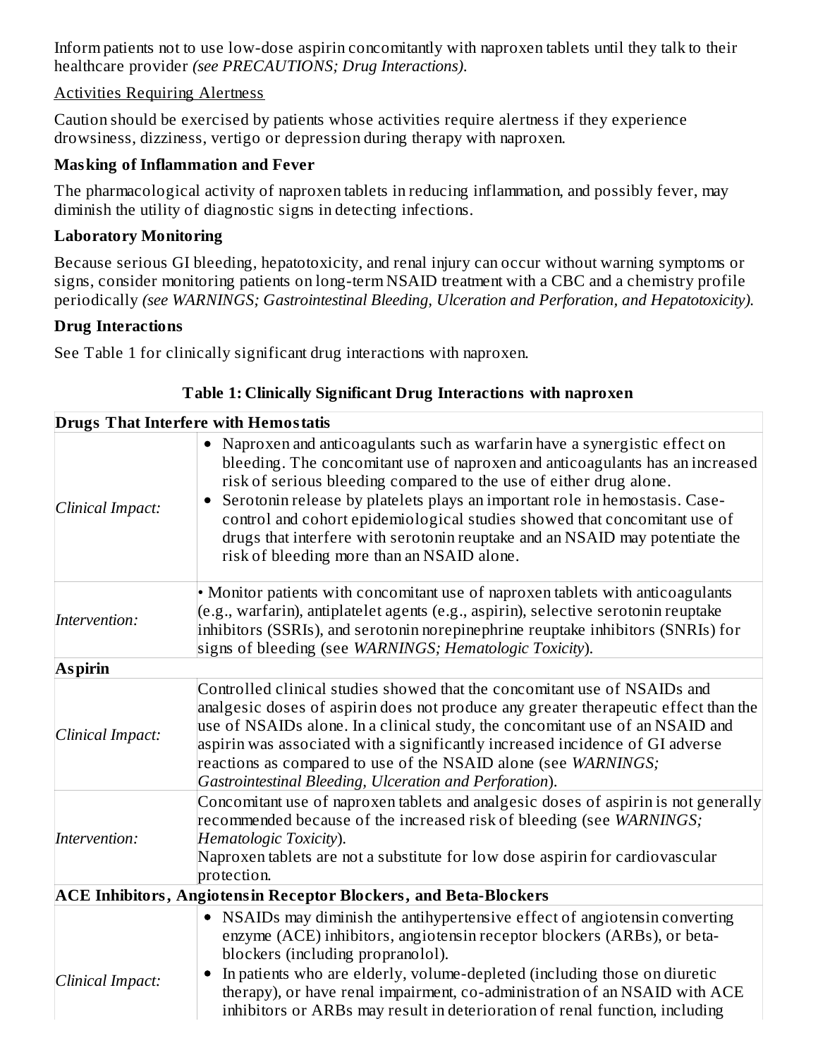Inform patients not to use low-dose aspirin concomitantly with naproxen tablets until they talk to their healthcare provider *(see PRECAUTIONS; Drug Interactions).*

Activities Requiring Alertness

Caution should be exercised by patients whose activities require alertness if they experience drowsiness, dizziness, vertigo or depression during therapy with naproxen.

**Masking of Inflammation and Fever**

The pharmacological activity of naproxen tablets in reducing inflammation, and possibly fever, may diminish the utility of diagnostic signs in detecting infections.

**Laboratory Monitoring**

Because serious GI bleeding, hepatotoxicity, and renal injury can occur without warning symptoms or signs, consider monitoring patients on long-term NSAID treatment with a CBC and a chemistry profile periodically *(see WARNINGS; Gastrointestinal Bleeding, Ulceration and Perforation, and Hepatotoxicity).*

**Drug Interactions**

See Table 1 for clinically significant drug interactions with naproxen.

**Table 1: Clinically Significant Drug Interactions with naproxen**

| **Drugs That Interfere with Hemostatis** | |
|---|---|
| *Clinical Impact:* | • Naproxen and anticoagulants such as warfarin have a synergistic effect on bleeding. The concomitant use of naproxen and anticoagulants has an increased risk of serious bleeding compared to the use of either drug alone.<br>• Serotonin release by platelets plays an important role in hemostasis. Case-control and cohort epidemiological studies showed that concomitant use of drugs that interfere with serotonin reuptake and an NSAID may potentiate the risk of bleeding more than an NSAID alone. |
| *Intervention:* | • Monitor patients with concomitant use of naproxen tablets with anticoagulants (e.g., warfarin), antiplatelet agents (e.g., aspirin), selective serotonin reuptake inhibitors (SSRIs), and serotonin norepinephrine reuptake inhibitors (SNRIs) for signs of bleeding (see *WARNINGS; Hematologic Toxicity*). |
| **Aspirin** | |
| *Clinical Impact:* | Controlled clinical studies showed that the concomitant use of NSAIDs and analgesic doses of aspirin does not produce any greater therapeutic effect than the use of NSAIDs alone. In a clinical study, the concomitant use of an NSAID and aspirin was associated with a significantly increased incidence of GI adverse reactions as compared to use of the NSAID alone (see *WARNINGS; Gastrointestinal Bleeding, Ulceration and Perforation*). |
| *Intervention:* | Concomitant use of naproxen tablets and analgesic doses of aspirin is not generally recommended because of the increased risk of bleeding (see *WARNINGS; Hematologic Toxicity*).<br>Naproxen tablets are not a substitute for low dose aspirin for cardiovascular protection. |
| **ACE Inhibitors, Angiotensin Receptor Blockers, and Beta-Blockers** | |
| *Clinical Impact:* | • NSAIDs may diminish the antihypertensive effect of angiotensin converting enzyme (ACE) inhibitors, angiotensin receptor blockers (ARBs), or beta-blockers (including propranolol).<br>• In patients who are elderly, volume-depleted (including those on diuretic therapy), or have renal impairment, co-administration of an NSAID with ACE inhibitors or ARBs may result in deterioration of renal function, including |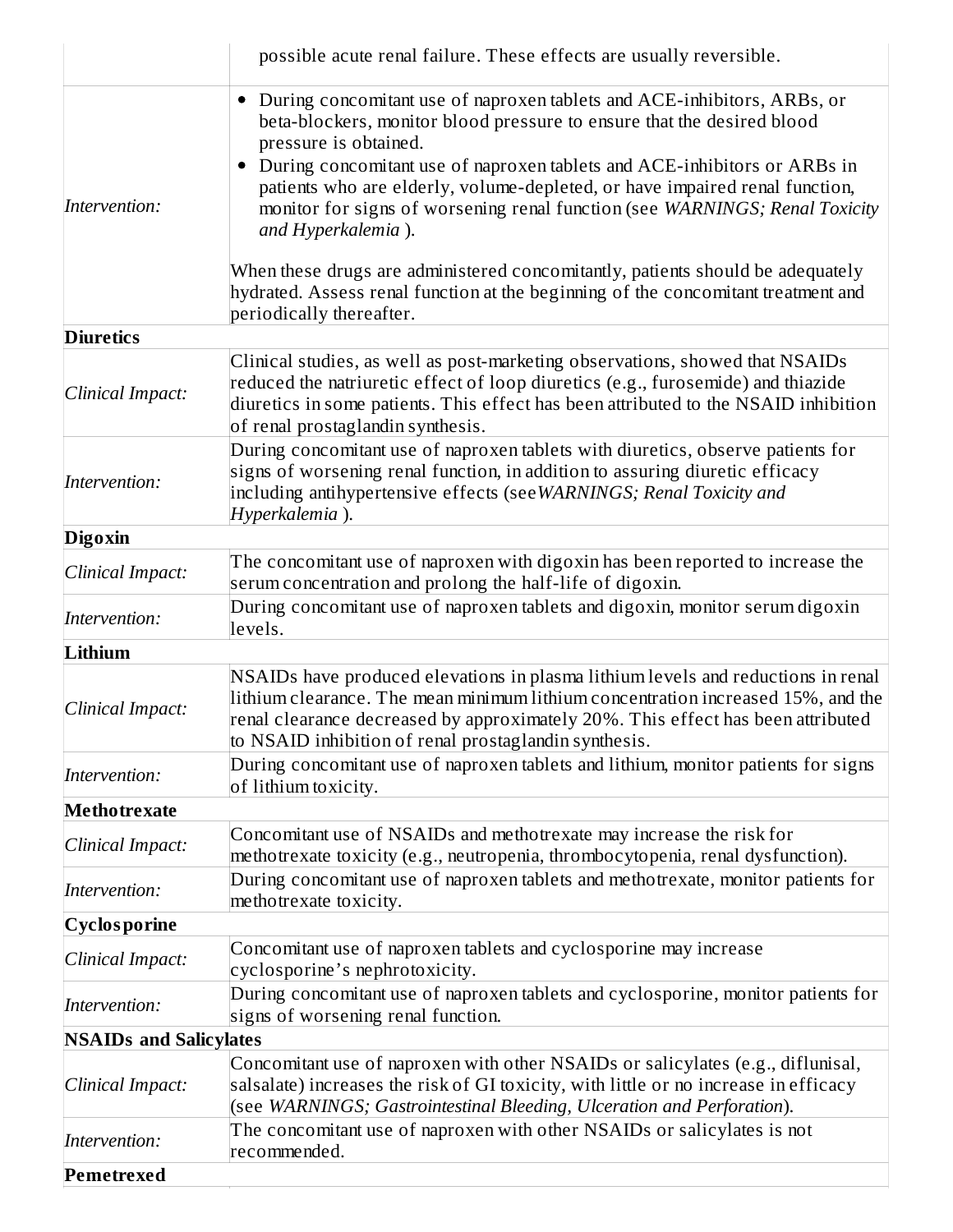| | |
|---|---|
| | possible acute renal failure. These effects are usually reversible. |
| *Intervention:* | • During concomitant use of naproxen tablets and ACE-inhibitors, ARBs, or beta-blockers, monitor blood pressure to ensure that the desired blood pressure is obtained.<br>• During concomitant use of naproxen tablets and ACE-inhibitors or ARBs in patients who are elderly, volume-depleted, or have impaired renal function, monitor for signs of worsening renal function (see *WARNINGS; Renal Toxicity and Hyperkalemia* ).<br><br>When these drugs are administered concomitantly, patients should be adequately hydrated. Assess renal function at the beginning of the concomitant treatment and periodically thereafter. |
| **Diuretics** | |
| *Clinical Impact:* | Clinical studies, as well as post-marketing observations, showed that NSAIDs reduced the natriuretic effect of loop diuretics (e.g., furosemide) and thiazide diuretics in some patients. This effect has been attributed to the NSAID inhibition of renal prostaglandin synthesis. |
| *Intervention:* | During concomitant use of naproxen tablets with diuretics, observe patients for signs of worsening renal function, in addition to assuring diuretic efficacy including antihypertensive effects (see *WARNINGS; Renal Toxicity and Hyperkalemia* ). |
| **Digoxin** | |
| *Clinical Impact:* | The concomitant use of naproxen with digoxin has been reported to increase the serum concentration and prolong the half-life of digoxin. |
| *Intervention:* | During concomitant use of naproxen tablets and digoxin, monitor serum digoxin levels. |
| **Lithium** | |
| *Clinical Impact:* | NSAIDs have produced elevations in plasma lithium levels and reductions in renal lithium clearance. The mean minimum lithium concentration increased 15%, and the renal clearance decreased by approximately 20%. This effect has been attributed to NSAID inhibition of renal prostaglandin synthesis. |
| *Intervention:* | During concomitant use of naproxen tablets and lithium, monitor patients for signs of lithium toxicity. |
| **Methotrexate** | |
| *Clinical Impact:* | Concomitant use of NSAIDs and methotrexate may increase the risk for methotrexate toxicity (e.g., neutropenia, thrombocytopenia, renal dysfunction). |
| *Intervention:* | During concomitant use of naproxen tablets and methotrexate, monitor patients for methotrexate toxicity. |
| **Cyclosporine** | |
| *Clinical Impact:* | Concomitant use of naproxen tablets and cyclosporine may increase cyclosporine's nephrotoxicity. |
| *Intervention:* | During concomitant use of naproxen tablets and cyclosporine, monitor patients for signs of worsening renal function. |
| **NSAIDs and Salicylates** | |
| *Clinical Impact:* | Concomitant use of naproxen with other NSAIDs or salicylates (e.g., diflunisal, salsalate) increases the risk of GI toxicity, with little or no increase in efficacy (see *WARNINGS; Gastrointestinal Bleeding, Ulceration and Perforation*). |
| *Intervention:* | The concomitant use of naproxen with other NSAIDs or salicylates is not recommended. |
| **Pemetrexed** | |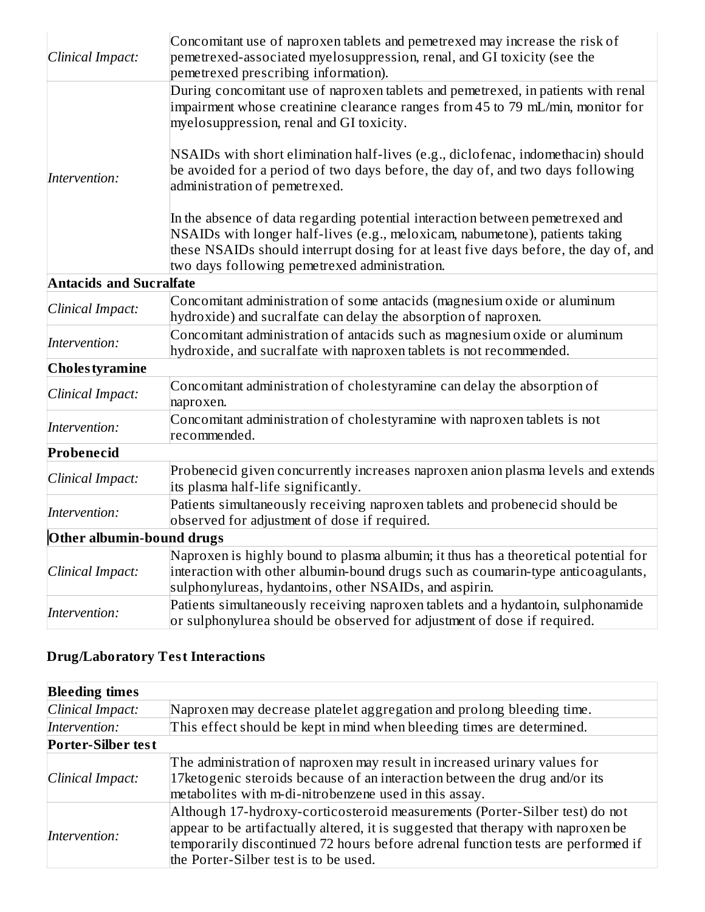| | |
|---|---|
| *Clinical Impact:* | Concomitant use of naproxen tablets and pemetrexed may increase the risk of pemetrexed-associated myelosuppression, renal, and GI toxicity (see the pemetrexed prescribing information). |
| *Intervention:* | During concomitant use of naproxen tablets and pemetrexed, in patients with renal impairment whose creatinine clearance ranges from 45 to 79 mL/min, monitor for myelosuppression, renal and GI toxicity.<br><br>NSAIDs with short elimination half-lives (e.g., diclofenac, indomethacin) should be avoided for a period of two days before, the day of, and two days following administration of pemetrexed.<br><br>In the absence of data regarding potential interaction between pemetrexed and NSAIDs with longer half-lives (e.g., meloxicam, nabumetone), patients taking these NSAIDs should interrupt dosing for at least five days before, the day of, and two days following pemetrexed administration. |
| **Antacids and Sucralfate** | |
| *Clinical Impact:* | Concomitant administration of some antacids (magnesium oxide or aluminum hydroxide) and sucralfate can delay the absorption of naproxen. |
| *Intervention:* | Concomitant administration of antacids such as magnesium oxide or aluminum hydroxide, and sucralfate with naproxen tablets is not recommended. |
| **Cholestyramine** | |
| *Clinical Impact:* | Concomitant administration of cholestyramine can delay the absorption of naproxen. |
| *Intervention:* | Concomitant administration of cholestyramine with naproxen tablets is not recommended. |
| **Probenecid** | |
| *Clinical Impact:* | Probenecid given concurrently increases naproxen anion plasma levels and extends its plasma half-life significantly. |
| *Intervention:* | Patients simultaneously receiving naproxen tablets and probenecid should be observed for adjustment of dose if required. |
| **Other albumin-bound drugs** | |
| *Clinical Impact:* | Naproxen is highly bound to plasma albumin; it thus has a theoretical potential for interaction with other albumin-bound drugs such as coumarin-type anticoagulants, sulphonylureas, hydantoins, other NSAIDs, and aspirin. |
| *Intervention:* | Patients simultaneously receiving naproxen tablets and a hydantoin, sulphonamide or sulphonylurea should be observed for adjustment of dose if required. |

**Drug/Laboratory Test Interactions**

| | |
|---|---|
| **Bleeding times** | |
| *Clinical Impact:* | Naproxen may decrease platelet aggregation and prolong bleeding time. |
| *Intervention:* | This effect should be kept in mind when bleeding times are determined. |
| **Porter-Silber test** | |
| *Clinical Impact:* | The administration of naproxen may result in increased urinary values for 17ketogenic steroids because of an interaction between the drug and/or its metabolites with m-di-nitrobenzene used in this assay. |
| *Intervention:* | Although 17-hydroxy-corticosteroid measurements (Porter-Silber test) do not appear to be artifactually altered, it is suggested that therapy with naproxen be temporarily discontinued 72 hours before adrenal function tests are performed if the Porter-Silber test is to be used. |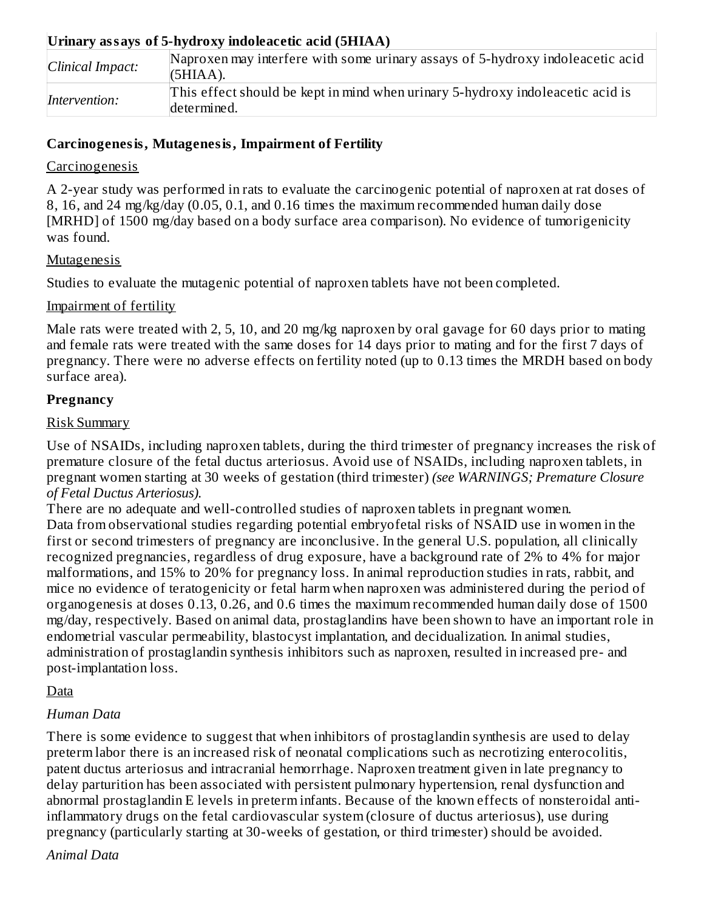| Urinary assays of 5-hydroxy indoleacetic acid (5HIAA) | |
|---|---|
| *Clinical Impact:* | Naproxen may interfere with some urinary assays of 5-hydroxy indoleacetic acid (5HIAA). |
| *Intervention:* | This effect should be kept in mind when urinary 5-hydroxy indoleacetic acid is determined. |

**Carcinogenesis, Mutagenesis, Impairment of Fertility**

Carcinogenesis

A 2-year study was performed in rats to evaluate the carcinogenic potential of naproxen at rat doses of 8, 16, and 24 mg/kg/day (0.05, 0.1, and 0.16 times the maximum recommended human daily dose [MRHD] of 1500 mg/day based on a body surface area comparison). No evidence of tumorigenicity was found.

Mutagenesis

Studies to evaluate the mutagenic potential of naproxen tablets have not been completed.

Impairment of fertility

Male rats were treated with 2, 5, 10, and 20 mg/kg naproxen by oral gavage for 60 days prior to mating and female rats were treated with the same doses for 14 days prior to mating and for the first 7 days of pregnancy. There were no adverse effects on fertility noted (up to 0.13 times the MRDH based on body surface area).

**Pregnancy**

Risk Summary

Use of NSAIDs, including naproxen tablets, during the third trimester of pregnancy increases the risk of premature closure of the fetal ductus arteriosus. Avoid use of NSAIDs, including naproxen tablets, in pregnant women starting at 30 weeks of gestation (third trimester) *(see WARNINGS; Premature Closure of Fetal Ductus Arteriosus).*

There are no adequate and well-controlled studies of naproxen tablets in pregnant women.

Data from observational studies regarding potential embryofetal risks of NSAID use in women in the first or second trimesters of pregnancy are inconclusive. In the general U.S. population, all clinically recognized pregnancies, regardless of drug exposure, have a background rate of 2% to 4% for major malformations, and 15% to 20% for pregnancy loss. In animal reproduction studies in rats, rabbit, and mice no evidence of teratogenicity or fetal harm when naproxen was administered during the period of organogenesis at doses 0.13, 0.26, and 0.6 times the maximum recommended human daily dose of 1500 mg/day, respectively. Based on animal data, prostaglandins have been shown to have an important role in endometrial vascular permeability, blastocyst implantation, and decidualization. In animal studies, administration of prostaglandin synthesis inhibitors such as naproxen, resulted in increased pre- and post-implantation loss.

Data

*Human Data*

There is some evidence to suggest that when inhibitors of prostaglandin synthesis are used to delay preterm labor there is an increased risk of neonatal complications such as necrotizing enterocolitis, patent ductus arteriosus and intracranial hemorrhage. Naproxen treatment given in late pregnancy to delay parturition has been associated with persistent pulmonary hypertension, renal dysfunction and abnormal prostaglandin E levels in preterm infants. Because of the known effects of nonsteroidal anti-inflammatory drugs on the fetal cardiovascular system (closure of ductus arteriosus), use during pregnancy (particularly starting at 30-weeks of gestation, or third trimester) should be avoided.

*Animal Data*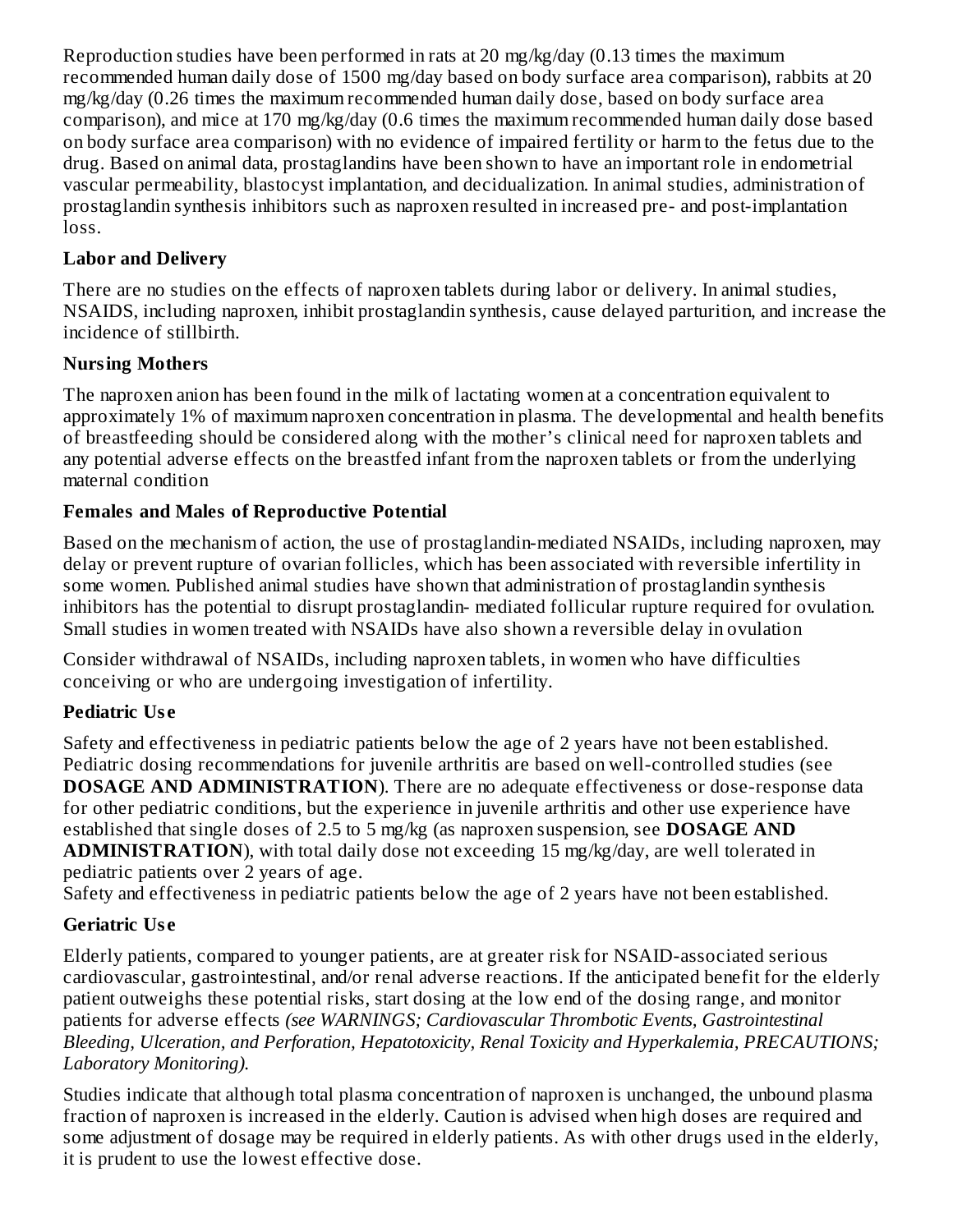Reproduction studies have been performed in rats at 20 mg/kg/day (0.13 times the maximum recommended human daily dose of 1500 mg/day based on body surface area comparison), rabbits at 20 mg/kg/day (0.26 times the maximum recommended human daily dose, based on body surface area comparison), and mice at 170 mg/kg/day (0.6 times the maximum recommended human daily dose based on body surface area comparison) with no evidence of impaired fertility or harm to the fetus due to the drug. Based on animal data, prostaglandins have been shown to have an important role in endometrial vascular permeability, blastocyst implantation, and decidualization. In animal studies, administration of prostaglandin synthesis inhibitors such as naproxen resulted in increased pre- and post-implantation loss.

**Labor and Delivery**

There are no studies on the effects of naproxen tablets during labor or delivery. In animal studies, NSAIDS, including naproxen, inhibit prostaglandin synthesis, cause delayed parturition, and increase the incidence of stillbirth.

**Nursing Mothers**

The naproxen anion has been found in the milk of lactating women at a concentration equivalent to approximately 1% of maximum naproxen concentration in plasma. The developmental and health benefits of breastfeeding should be considered along with the mother's clinical need for naproxen tablets and any potential adverse effects on the breastfed infant from the naproxen tablets or from the underlying maternal condition

**Females and Males of Reproductive Potential**

Based on the mechanism of action, the use of prostaglandin-mediated NSAIDs, including naproxen, may delay or prevent rupture of ovarian follicles, which has been associated with reversible infertility in some women. Published animal studies have shown that administration of prostaglandin synthesis inhibitors has the potential to disrupt prostaglandin- mediated follicular rupture required for ovulation. Small studies in women treated with NSAIDs have also shown a reversible delay in ovulation

Consider withdrawal of NSAIDs, including naproxen tablets, in women who have difficulties conceiving or who are undergoing investigation of infertility.

**Pediatric Use**

Safety and effectiveness in pediatric patients below the age of 2 years have not been established. Pediatric dosing recommendations for juvenile arthritis are based on well-controlled studies (see **DOSAGE AND ADMINISTRATION**). There are no adequate effectiveness or dose-response data for other pediatric conditions, but the experience in juvenile arthritis and other use experience have established that single doses of 2.5 to 5 mg/kg (as naproxen suspension, see **DOSAGE AND ADMINISTRATION**), with total daily dose not exceeding 15 mg/kg/day, are well tolerated in pediatric patients over 2 years of age.
Safety and effectiveness in pediatric patients below the age of 2 years have not been established.

**Geriatric Use**

Elderly patients, compared to younger patients, are at greater risk for NSAID-associated serious cardiovascular, gastrointestinal, and/or renal adverse reactions. If the anticipated benefit for the elderly patient outweighs these potential risks, start dosing at the low end of the dosing range, and monitor patients for adverse effects *(see WARNINGS; Cardiovascular Thrombotic Events, Gastrointestinal Bleeding, Ulceration, and Perforation, Hepatotoxicity, Renal Toxicity and Hyperkalemia, PRECAUTIONS; Laboratory Monitoring).*

Studies indicate that although total plasma concentration of naproxen is unchanged, the unbound plasma fraction of naproxen is increased in the elderly. Caution is advised when high doses are required and some adjustment of dosage may be required in elderly patients. As with other drugs used in the elderly, it is prudent to use the lowest effective dose.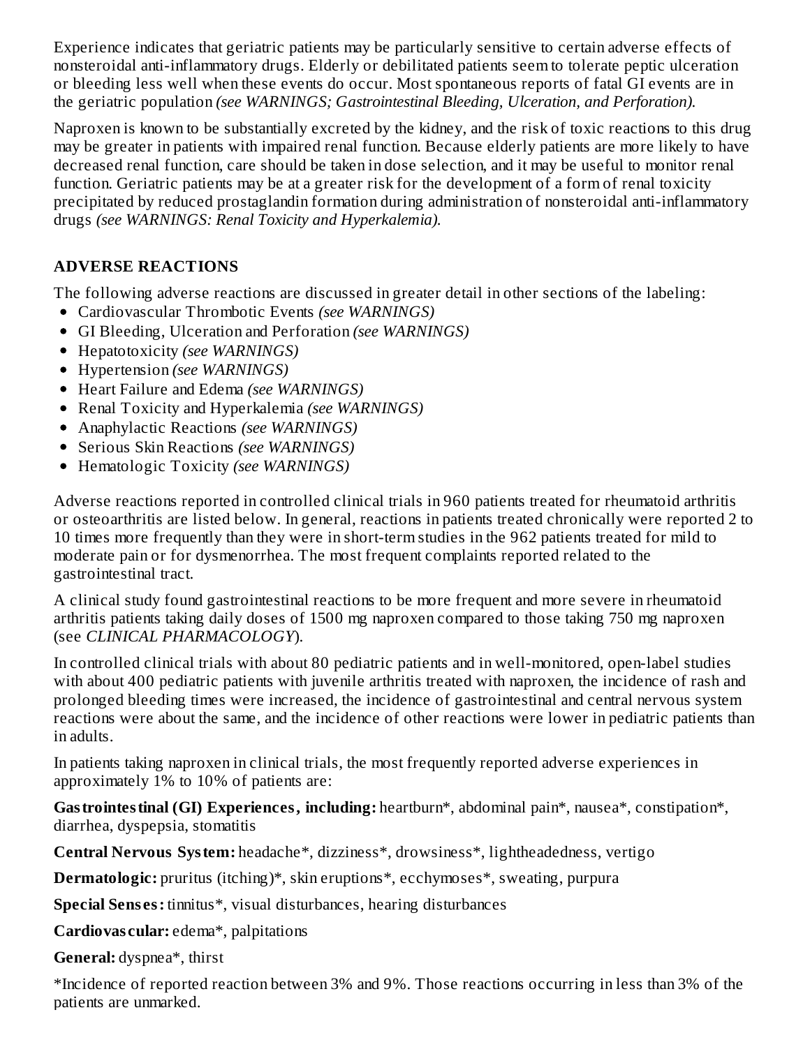Experience indicates that geriatric patients may be particularly sensitive to certain adverse effects of nonsteroidal anti-inflammatory drugs. Elderly or debilitated patients seem to tolerate peptic ulceration or bleeding less well when these events do occur. Most spontaneous reports of fatal GI events are in the geriatric population *(see WARNINGS; Gastrointestinal Bleeding, Ulceration, and Perforation).*

Naproxen is known to be substantially excreted by the kidney, and the risk of toxic reactions to this drug may be greater in patients with impaired renal function. Because elderly patients are more likely to have decreased renal function, care should be taken in dose selection, and it may be useful to monitor renal function. Geriatric patients may be at a greater risk for the development of a form of renal toxicity precipitated by reduced prostaglandin formation during administration of nonsteroidal anti-inflammatory drugs *(see WARNINGS: Renal Toxicity and Hyperkalemia).*

## ADVERSE REACTIONS

The following adverse reactions are discussed in greater detail in other sections of the labeling:

- Cardiovascular Thrombotic Events *(see WARNINGS)*
- GI Bleeding, Ulceration and Perforation *(see WARNINGS)*
- Hepatotoxicity *(see WARNINGS)*
- Hypertension *(see WARNINGS)*
- Heart Failure and Edema *(see WARNINGS)*
- Renal Toxicity and Hyperkalemia *(see WARNINGS)*
- Anaphylactic Reactions *(see WARNINGS)*
- Serious Skin Reactions *(see WARNINGS)*
- Hematologic Toxicity *(see WARNINGS)*

Adverse reactions reported in controlled clinical trials in 960 patients treated for rheumatoid arthritis or osteoarthritis are listed below. In general, reactions in patients treated chronically were reported 2 to 10 times more frequently than they were in short-term studies in the 962 patients treated for mild to moderate pain or for dysmenorrhea. The most frequent complaints reported related to the gastrointestinal tract.

A clinical study found gastrointestinal reactions to be more frequent and more severe in rheumatoid arthritis patients taking daily doses of 1500 mg naproxen compared to those taking 750 mg naproxen (see *CLINICAL PHARMACOLOGY*).

In controlled clinical trials with about 80 pediatric patients and in well-monitored, open-label studies with about 400 pediatric patients with juvenile arthritis treated with naproxen, the incidence of rash and prolonged bleeding times were increased, the incidence of gastrointestinal and central nervous system reactions were about the same, and the incidence of other reactions were lower in pediatric patients than in adults.

In patients taking naproxen in clinical trials, the most frequently reported adverse experiences in approximately 1% to 10% of patients are:

**Gastrointestinal (GI) Experiences, including:** heartburn*, abdominal pain*, nausea*, constipation*, diarrhea, dyspepsia, stomatitis

**Central Nervous System:** headache*, dizziness*, drowsiness*, lightheadedness, vertigo

**Dermatologic:** pruritus (itching)*, skin eruptions*, ecchymoses*, sweating, purpura

**Special Senses:** tinnitus*, visual disturbances, hearing disturbances

**Cardiovascular:** edema*, palpitations

**General:** dyspnea*, thirst

*Incidence of reported reaction between 3% and 9%. Those reactions occurring in less than 3% of the patients are unmarked.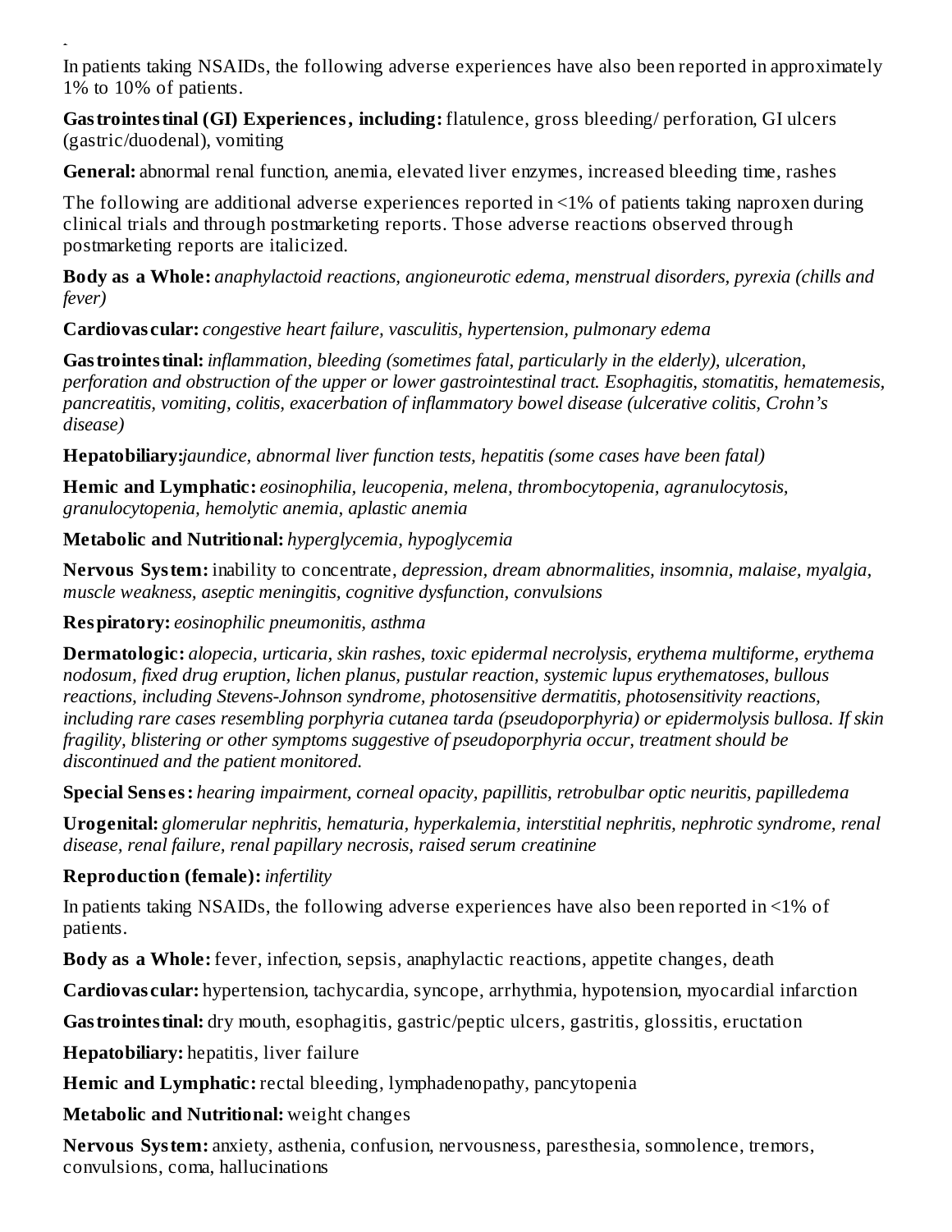In patients taking NSAIDs, the following adverse experiences have also been reported in approximately 1% to 10% of patients.

**Gastrointestinal (GI) Experiences, including:** flatulence, gross bleeding/ perforation, GI ulcers (gastric/duodenal), vomiting

**General:** abnormal renal function, anemia, elevated liver enzymes, increased bleeding time, rashes

The following are additional adverse experiences reported in <1% of patients taking naproxen during clinical trials and through postmarketing reports. Those adverse reactions observed through postmarketing reports are italicized.

**Body as a Whole:** *anaphylactoid reactions, angioneurotic edema, menstrual disorders, pyrexia (chills and fever)*

**Cardiovascular:** *congestive heart failure, vasculitis, hypertension, pulmonary edema*

**Gastrointestinal:** *inflammation, bleeding (sometimes fatal, particularly in the elderly), ulceration, perforation and obstruction of the upper or lower gastrointestinal tract. Esophagitis, stomatitis, hematemesis, pancreatitis, vomiting, colitis, exacerbation of inflammatory bowel disease (ulcerative colitis, Crohn's disease)*

**Hepatobiliary:** *jaundice, abnormal liver function tests, hepatitis (some cases have been fatal)*

**Hemic and Lymphatic:** *eosinophilia, leucopenia, melena, thrombocytopenia, agranulocytosis, granulocytopenia, hemolytic anemia, aplastic anemia*

**Metabolic and Nutritional:** *hyperglycemia, hypoglycemia*

**Nervous System:** inability to concentrate, *depression, dream abnormalities, insomnia, malaise, myalgia, muscle weakness, aseptic meningitis, cognitive dysfunction, convulsions*

**Respiratory:** *eosinophilic pneumonitis, asthma*

**Dermatologic:** *alopecia, urticaria, skin rashes, toxic epidermal necrolysis, erythema multiforme, erythema nodosum, fixed drug eruption, lichen planus, pustular reaction, systemic lupus erythematoses, bullous reactions, including Stevens-Johnson syndrome, photosensitive dermatitis, photosensitivity reactions, including rare cases resembling porphyria cutanea tarda (pseudoporphyria) or epidermolysis bullosa. If skin fragility, blistering or other symptoms suggestive of pseudoporphyria occur, treatment should be discontinued and the patient monitored.*

**Special Senses:** *hearing impairment, corneal opacity, papillitis, retrobulbar optic neuritis, papilledema*

**Urogenital:** *glomerular nephritis, hematuria, hyperkalemia, interstitial nephritis, nephrotic syndrome, renal disease, renal failure, renal papillary necrosis, raised serum creatinine*

**Reproduction (female):** *infertility*

In patients taking NSAIDs, the following adverse experiences have also been reported in <1% of patients.

**Body as a Whole:** fever, infection, sepsis, anaphylactic reactions, appetite changes, death

**Cardiovascular:** hypertension, tachycardia, syncope, arrhythmia, hypotension, myocardial infarction

**Gastrointestinal:** dry mouth, esophagitis, gastric/peptic ulcers, gastritis, glossitis, eructation

**Hepatobiliary:** hepatitis, liver failure

**Hemic and Lymphatic:** rectal bleeding, lymphadenopathy, pancytopenia

**Metabolic and Nutritional:** weight changes

**Nervous System:** anxiety, asthenia, confusion, nervousness, paresthesia, somnolence, tremors, convulsions, coma, hallucinations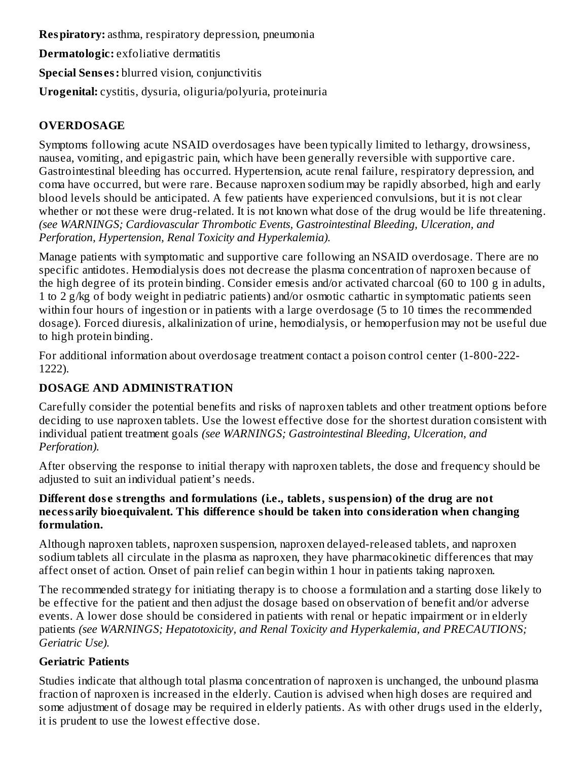**Respiratory:** asthma, respiratory depression, pneumonia

**Dermatologic:** exfoliative dermatitis

**Special Senses:** blurred vision, conjunctivitis

**Urogenital:** cystitis, dysuria, oliguria/polyuria, proteinuria

## OVERDOSAGE

Symptoms following acute NSAID overdosages have been typically limited to lethargy, drowsiness, nausea, vomiting, and epigastric pain, which have been generally reversible with supportive care. Gastrointestinal bleeding has occurred. Hypertension, acute renal failure, respiratory depression, and coma have occurred, but were rare. Because naproxen sodium may be rapidly absorbed, high and early blood levels should be anticipated. A few patients have experienced convulsions, but it is not clear whether or not these were drug-related. It is not known what dose of the drug would be life threatening. *(see WARNINGS; Cardiovascular Thrombotic Events, Gastrointestinal Bleeding, Ulceration, and Perforation, Hypertension, Renal Toxicity and Hyperkalemia).*

Manage patients with symptomatic and supportive care following an NSAID overdosage. There are no specific antidotes. Hemodialysis does not decrease the plasma concentration of naproxen because of the high degree of its protein binding. Consider emesis and/or activated charcoal (60 to 100 g in adults, 1 to 2 g/kg of body weight in pediatric patients) and/or osmotic cathartic in symptomatic patients seen within four hours of ingestion or in patients with a large overdosage (5 to 10 times the recommended dosage). Forced diuresis, alkalinization of urine, hemodialysis, or hemoperfusion may not be useful due to high protein binding.

For additional information about overdosage treatment contact a poison control center (1-800-222-1222).

## DOSAGE AND ADMINISTRATION

Carefully consider the potential benefits and risks of naproxen tablets and other treatment options before deciding to use naproxen tablets. Use the lowest effective dose for the shortest duration consistent with individual patient treatment goals *(see WARNINGS; Gastrointestinal Bleeding, Ulceration, and Perforation).*

After observing the response to initial therapy with naproxen tablets, the dose and frequency should be adjusted to suit an individual patient's needs.

**Different dose strengths and formulations (i.e., tablets, suspension) of the drug are not necessarily bioequivalent. This difference should be taken into consideration when changing formulation.**

Although naproxen tablets, naproxen suspension, naproxen delayed-released tablets, and naproxen sodium tablets all circulate in the plasma as naproxen, they have pharmacokinetic differences that may affect onset of action. Onset of pain relief can begin within 1 hour in patients taking naproxen.

The recommended strategy for initiating therapy is to choose a formulation and a starting dose likely to be effective for the patient and then adjust the dosage based on observation of benefit and/or adverse events. A lower dose should be considered in patients with renal or hepatic impairment or in elderly patients *(see WARNINGS; Hepatotoxicity, and Renal Toxicity and Hyperkalemia, and PRECAUTIONS; Geriatric Use).*

### Geriatric Patients

Studies indicate that although total plasma concentration of naproxen is unchanged, the unbound plasma fraction of naproxen is increased in the elderly. Caution is advised when high doses are required and some adjustment of dosage may be required in elderly patients. As with other drugs used in the elderly, it is prudent to use the lowest effective dose.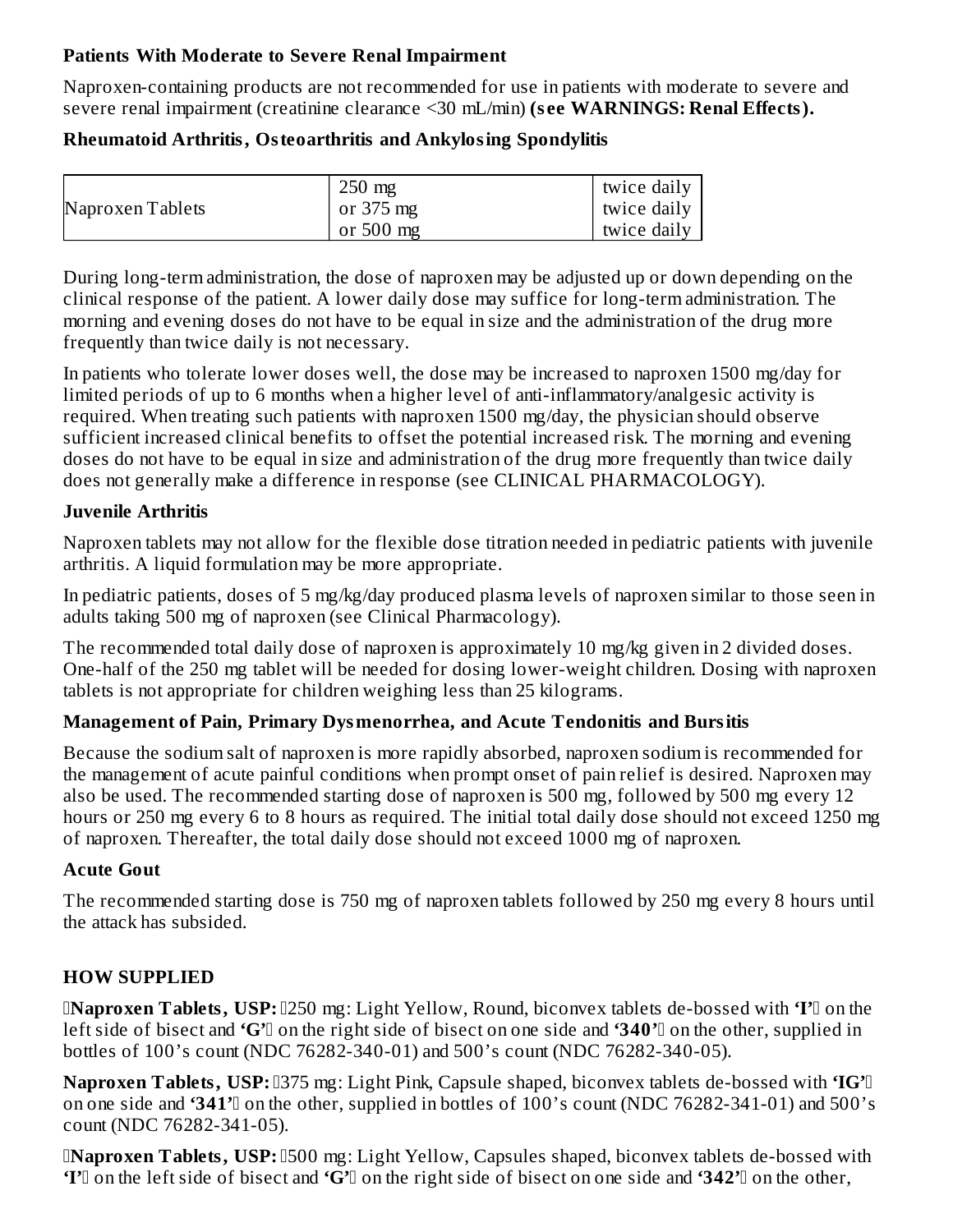**Patients With Moderate to Severe Renal Impairment**

Naproxen-containing products are not recommended for use in patients with moderate to severe and severe renal impairment (creatinine clearance <30 mL/min) **(see WARNINGS: Renal Effects).**

**Rheumatoid Arthritis, Osteoarthritis and Ankylosing Spondylitis**

| Naproxen Tablets | 250 mg<br>or 375 mg<br>or 500 mg | twice daily<br>twice daily<br>twice daily |
|---|---|---|

During long-term administration, the dose of naproxen may be adjusted up or down depending on the clinical response of the patient. A lower daily dose may suffice for long-term administration. The morning and evening doses do not have to be equal in size and the administration of the drug more frequently than twice daily is not necessary.

In patients who tolerate lower doses well, the dose may be increased to naproxen 1500 mg/day for limited periods of up to 6 months when a higher level of anti-inflammatory/analgesic activity is required. When treating such patients with naproxen 1500 mg/day, the physician should observe sufficient increased clinical benefits to offset the potential increased risk. The morning and evening doses do not have to be equal in size and administration of the drug more frequently than twice daily does not generally make a difference in response (see CLINICAL PHARMACOLOGY).

**Juvenile Arthritis**

Naproxen tablets may not allow for the flexible dose titration needed in pediatric patients with juvenile arthritis. A liquid formulation may be more appropriate.

In pediatric patients, doses of 5 mg/kg/day produced plasma levels of naproxen similar to those seen in adults taking 500 mg of naproxen (see Clinical Pharmacology).

The recommended total daily dose of naproxen is approximately 10 mg/kg given in 2 divided doses. One-half of the 250 mg tablet will be needed for dosing lower-weight children. Dosing with naproxen tablets is not appropriate for children weighing less than 25 kilograms.

**Management of Pain, Primary Dysmenorrhea, and Acute Tendonitis and Bursitis**

Because the sodium salt of naproxen is more rapidly absorbed, naproxen sodium is recommended for the management of acute painful conditions when prompt onset of pain relief is desired. Naproxen may also be used. The recommended starting dose of naproxen is 500 mg, followed by 500 mg every 12 hours or 250 mg every 6 to 8 hours as required. The initial total daily dose should not exceed 1250 mg of naproxen. Thereafter, the total daily dose should not exceed 1000 mg of naproxen.

**Acute Gout**

The recommended starting dose is 750 mg of naproxen tablets followed by 250 mg every 8 hours until the attack has subsided.

## HOW SUPPLIED

**Naproxen Tablets, USP:** 250 mg: Light Yellow, Round, biconvex tablets de-bossed with **'I'** on the left side of bisect and **'G'** on the right side of bisect on one side and **'340'** on the other, supplied in bottles of 100's count (NDC 76282-340-01) and 500's count (NDC 76282-340-05).

**Naproxen Tablets, USP:** 375 mg: Light Pink, Capsule shaped, biconvex tablets de-bossed with **'IG'** on one side and **'341'** on the other, supplied in bottles of 100's count (NDC 76282-341-01) and 500's count (NDC 76282-341-05).

**Naproxen Tablets, USP:** 500 mg: Light Yellow, Capsules shaped, biconvex tablets de-bossed with **'I'** on the left side of bisect and **'G'** on the right side of bisect on one side and **'342'** on the other,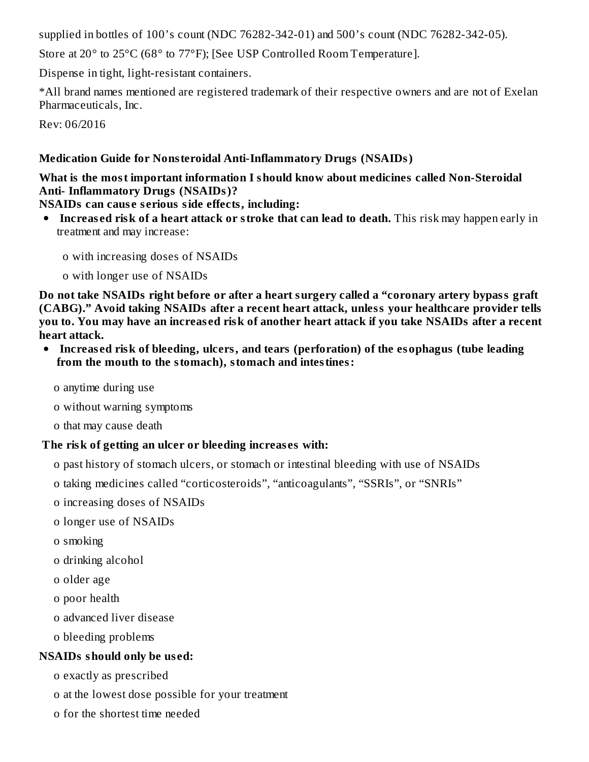supplied in bottles of 100’s count (NDC 76282-342-01) and 500’s count (NDC 76282-342-05).

Store at 20° to 25°C (68° to 77°F); [See USP Controlled Room Temperature].

Dispense in tight, light-resistant containers.

*All brand names mentioned are registered trademark of their respective owners and are not of Exelan Pharmaceuticals, Inc.

Rev: 06/2016

**Medication Guide for Nonsteroidal Anti-Inflammatory Drugs (NSAIDs)**

**What is the most important information I should know about medicines called Non-Steroidal Anti- Inflammatory Drugs (NSAIDs)?**
**NSAIDs can cause serious side effects, including:**

- **Increased risk of a heart attack or stroke that can lead to death.** This risk may happen early in treatment and may increase:
  - o with increasing doses of NSAIDs
  - o with longer use of NSAIDs

**Do not take NSAIDs right before or after a heart surgery called a “coronary artery bypass graft (CABG).” Avoid taking NSAIDs after a recent heart attack, unless your healthcare provider tells you to. You may have an increased risk of another heart attack if you take NSAIDs after a recent heart attack.**

- **Increased risk of bleeding, ulcers, and tears (perforation) of the esophagus (tube leading from the mouth to the stomach), stomach and intestines:**
  - o anytime during use
  - o without warning symptoms
  - o that may cause death

**The risk of getting an ulcer or bleeding increases with:**

- o past history of stomach ulcers, or stomach or intestinal bleeding with use of NSAIDs
- o taking medicines called “corticosteroids”, “anticoagulants”, “SSRIs”, or “SNRIs”
- o increasing doses of NSAIDs
- o longer use of NSAIDs
- o smoking
- o drinking alcohol
- o older age
- o poor health
- o advanced liver disease
- o bleeding problems

**NSAIDs should only be used:**

- o exactly as prescribed
- o at the lowest dose possible for your treatment
- o for the shortest time needed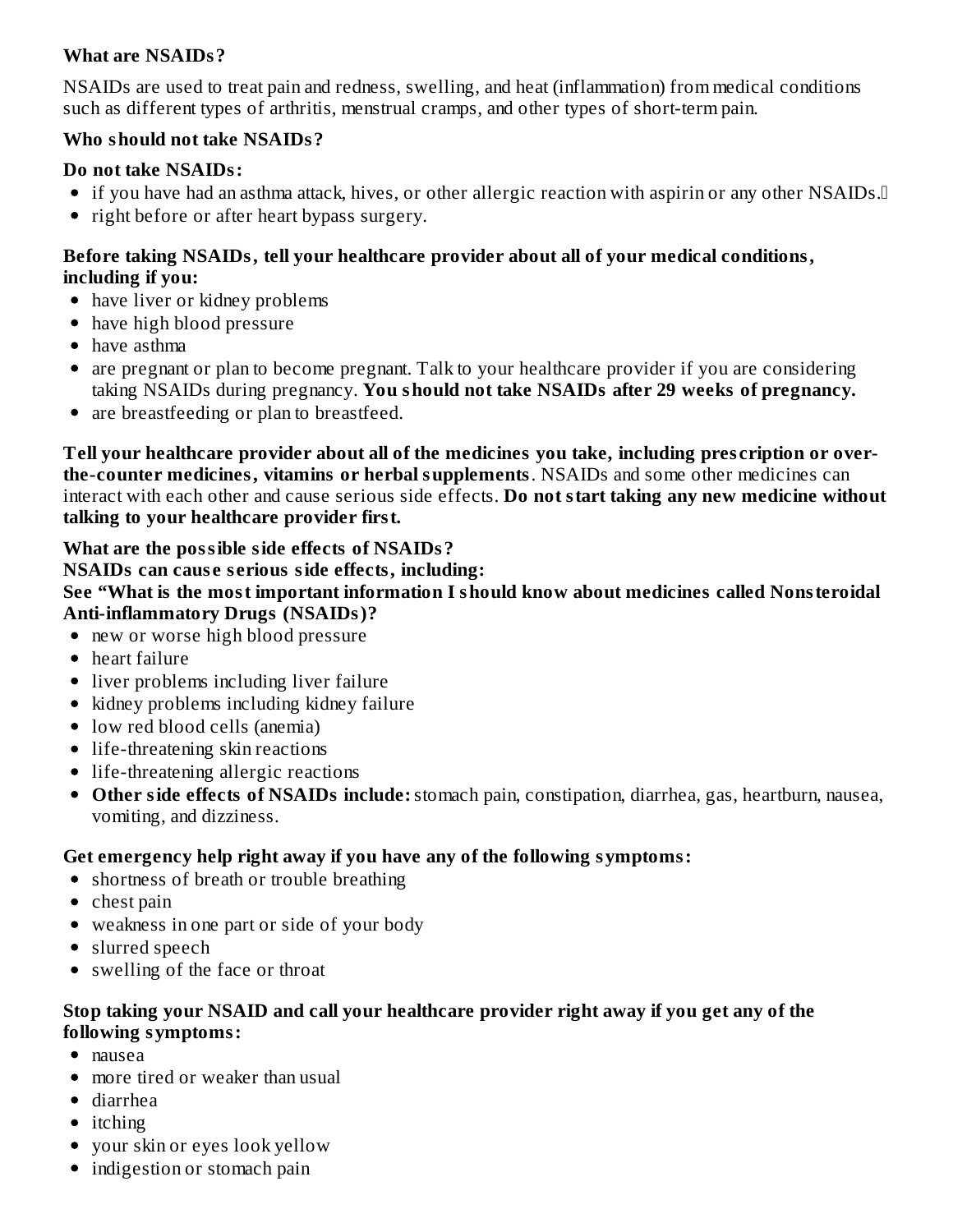**What are NSAIDs?**

NSAIDs are used to treat pain and redness, swelling, and heat (inflammation) from medical conditions such as different types of arthritis, menstrual cramps, and other types of short-term pain.

**Who should not take NSAIDs?**

**Do not take NSAIDs:**

- if you have had an asthma attack, hives, or other allergic reaction with aspirin or any other NSAIDs.
- right before or after heart bypass surgery.

**Before taking NSAIDs, tell your healthcare provider about all of your medical conditions, including if you:**

- have liver or kidney problems
- have high blood pressure
- have asthma
- are pregnant or plan to become pregnant. Talk to your healthcare provider if you are considering taking NSAIDs during pregnancy. **You should not take NSAIDs after 29 weeks of pregnancy.**
- are breastfeeding or plan to breastfeed.

**Tell your healthcare provider about all of the medicines you take, including prescription or over-the-counter medicines, vitamins or herbal supplements**. NSAIDs and some other medicines can interact with each other and cause serious side effects. **Do not start taking any new medicine without talking to your healthcare provider first.**

**What are the possible side effects of NSAIDs?**
**NSAIDs can cause serious side effects, including:**
**See "What is the most important information I should know about medicines called Nonsteroidal Anti-inflammatory Drugs (NSAIDs)?**

- new or worse high blood pressure
- heart failure
- liver problems including liver failure
- kidney problems including kidney failure
- low red blood cells (anemia)
- life-threatening skin reactions
- life-threatening allergic reactions
- **Other side effects of NSAIDs include:** stomach pain, constipation, diarrhea, gas, heartburn, nausea, vomiting, and dizziness.

**Get emergency help right away if you have any of the following symptoms:**

- shortness of breath or trouble breathing
- chest pain
- weakness in one part or side of your body
- slurred speech
- swelling of the face or throat

**Stop taking your NSAID and call your healthcare provider right away if you get any of the following symptoms:**

- nausea
- more tired or weaker than usual
- diarrhea
- itching
- your skin or eyes look yellow
- indigestion or stomach pain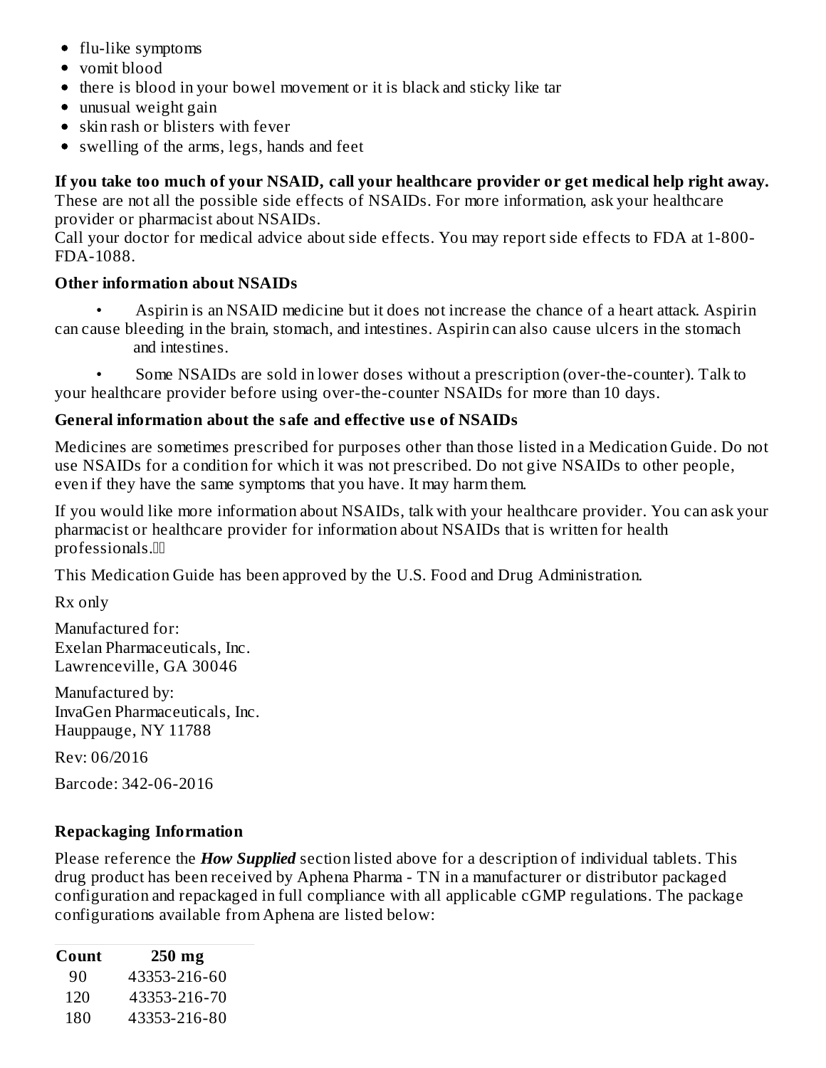- flu-like symptoms
- vomit blood
- there is blood in your bowel movement or it is black and sticky like tar
- unusual weight gain
- skin rash or blisters with fever
- swelling of the arms, legs, hands and feet

**If you take too much of your NSAID, call your healthcare provider or get medical help right away.**
These are not all the possible side effects of NSAIDs. For more information, ask your healthcare provider or pharmacist about NSAIDs.
Call your doctor for medical advice about side effects. You may report side effects to FDA at 1-800-FDA-1088.

**Other information about NSAIDs**

- Aspirin is an NSAID medicine but it does not increase the chance of a heart attack. Aspirin can cause bleeding in the brain, stomach, and intestines. Aspirin can also cause ulcers in the stomach and intestines.
- Some NSAIDs are sold in lower doses without a prescription (over-the-counter). Talk to your healthcare provider before using over-the-counter NSAIDs for more than 10 days.

**General information about the safe and effective use of NSAIDs**

Medicines are sometimes prescribed for purposes other than those listed in a Medication Guide. Do not use NSAIDs for a condition for which it was not prescribed. Do not give NSAIDs to other people, even if they have the same symptoms that you have. It may harm them.

If you would like more information about NSAIDs, talk with your healthcare provider. You can ask your pharmacist or healthcare provider for information about NSAIDs that is written for health professionals.

This Medication Guide has been approved by the U.S. Food and Drug Administration.

Rx only

Manufactured for:
Exelan Pharmaceuticals, Inc.
Lawrenceville, GA 30046

Manufactured by:
InvaGen Pharmaceuticals, Inc.
Hauppauge, NY 11788

Rev: 06/2016

Barcode: 342-06-2016

**Repackaging Information**

Please reference the ***How Supplied*** section listed above for a description of individual tablets. This drug product has been received by Aphena Pharma - TN in a manufacturer or distributor packaged configuration and repackaged in full compliance with all applicable cGMP regulations. The package configurations available from Aphena are listed below:

| Count | 250 mg |
|---|---|
| 90 | 43353-216-60 |
| 120 | 43353-216-70 |
| 180 | 43353-216-80 |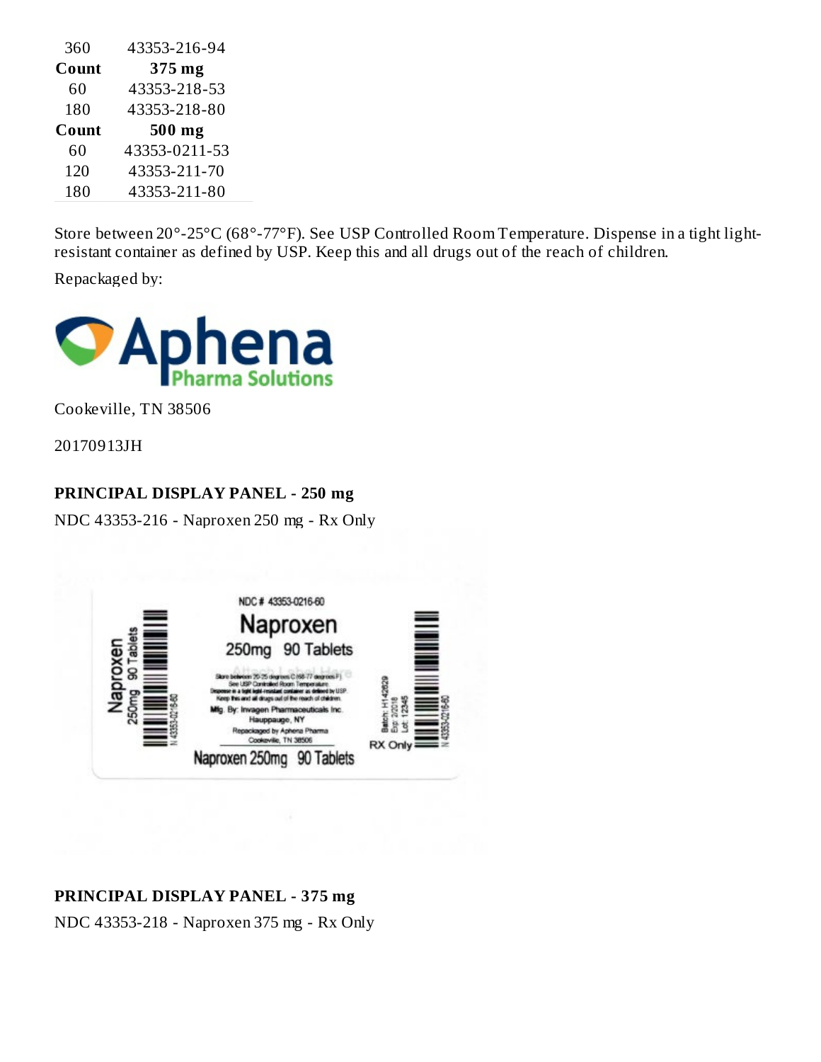| Count | 250 mg |
| --- | --- |
| 360 | 43353-216-94 |
| **Count** | **375 mg** |
| 60 | 43353-218-53 |
| 180 | 43353-218-80 |
| **Count** | **500 mg** |
| 60 | 43353-0211-53 |
| 120 | 43353-211-70 |
| 180 | 43353-211-80 |

Store between 20°-25°C (68°-77°F). See USP Controlled Room Temperature. Dispense in a tight light-resistant container as defined by USP. Keep this and all drugs out of the reach of children.

Repackaged by:

Aphena Pharma Solutions

Cookeville, TN 38506

20170913JH

**PRINCIPAL DISPLAY PANEL - 250 mg**

NDC 43353-216 - Naproxen 250 mg - Rx Only

NDC # 43353-0216-60
Naproxen
250mg 90 Tablets
Store between 20-25 degrees C (68-77 degrees F). See USP Controlled Room Temperature. Dispense in a tight light-resistant container as defined by USP. Keep this and all drugs out of the reach of children.
Mfg. By: Invagen Pharmaceuticals Inc. Hauppauge, NY
Repackaged by Aphena Pharma Cookeville, TN 38506
Naproxen 250mg 90 Tablets
Batch: H142629 Exp: 2/2018 Lot: 12345
RX Only

**PRINCIPAL DISPLAY PANEL - 375 mg**

NDC 43353-218 - Naproxen 375 mg - Rx Only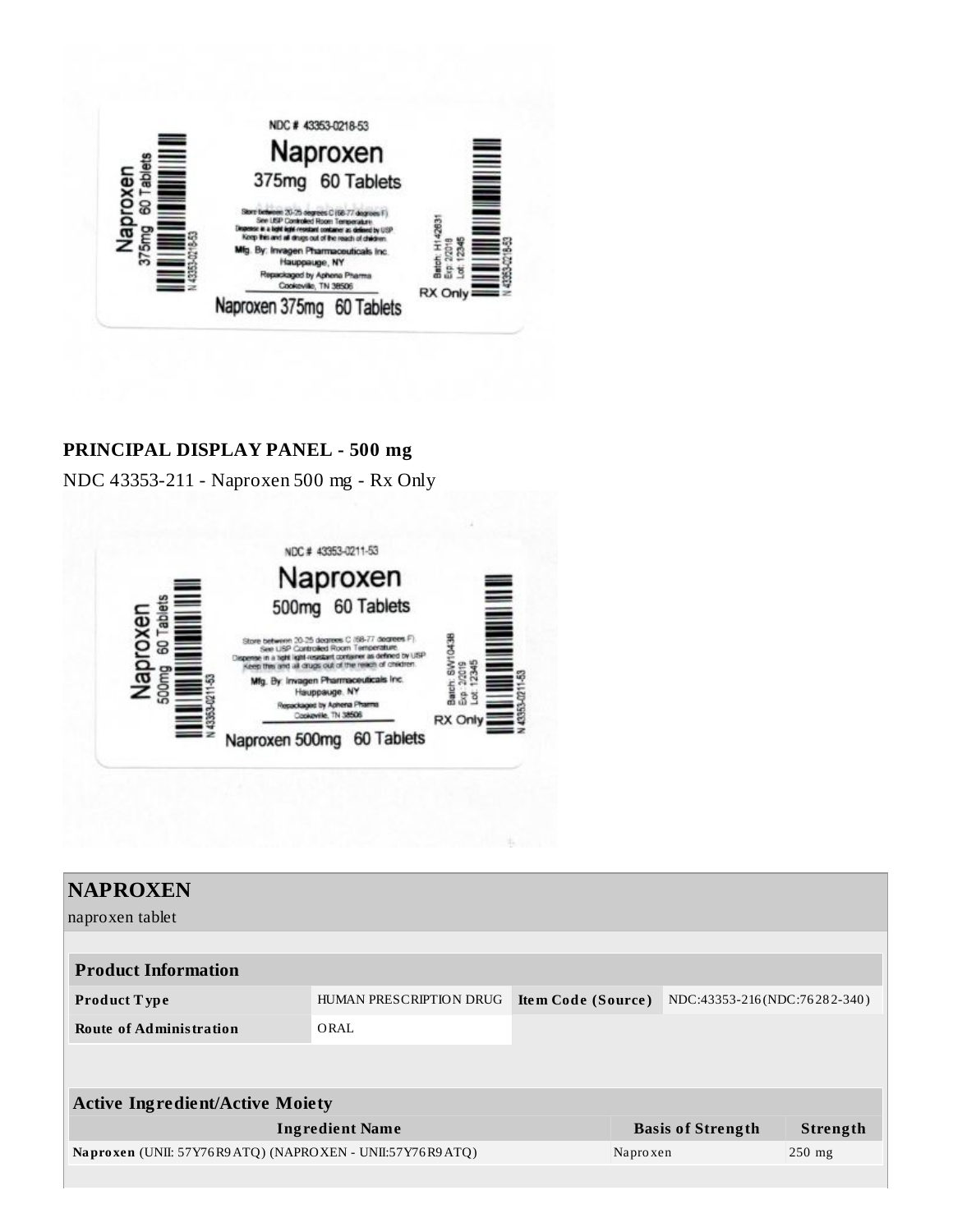NDC # 43353-0218-53

Naproxen

375mg 60 Tablets

Store between 20-25 degrees C (68-77 degrees F). See USP Controlled Room Temperature. Dispense in a tight light-resistant container as defined by USP. Keep this and all drugs out of the reach of children.

Mfg. By: Invagen Pharmaceuticals Inc. Hauppauge, NY

Repackaged by Aphena Pharma Cookeville, TN 38506

Naproxen 375mg 60 Tablets

Batch: H142631 Exp: 2/2018 Lot: 12345

RX Only

**PRINCIPAL DISPLAY PANEL - 500 mg**

NDC 43353-211 - Naproxen 500 mg - Rx Only

NDC # 43353-0211-53

Naproxen

500mg 60 Tablets

Store between 20-25 degrees C (68-77 degrees F). See USP Controlled Room Temperature. Dispense in a tight light-resistant container as defined by USP. Keep this and all drugs out of the reach of children.

Mfg. By: Invagen Pharmaceuticals Inc. Hauppauge, NY

Repackaged by Aphena Pharma Cookeville, TN 38506

Naproxen 500mg 60 Tablets

Batch: SW10438 Exp: 2/2019 Lot: 12345

RX Only

## NAPROXEN

naproxen tablet

| Product Information | | | |
|---|---|---|---|
| **Product Type** | HUMAN PRESCRIPTION DRUG | **Item Code (Source)** | NDC:43353-216(NDC:76282-340) |
| **Route of Administration** | ORAL | | |

| Active Ingredient/Active Moiety | | |
|---|---|---|
| **Ingredient Name** | **Basis of Strength** | **Strength** |
| **Naproxen** (UNII: 57Y76R9ATQ) (NAPROXEN - UNII:57Y76R9ATQ) | Naproxen | 250 mg |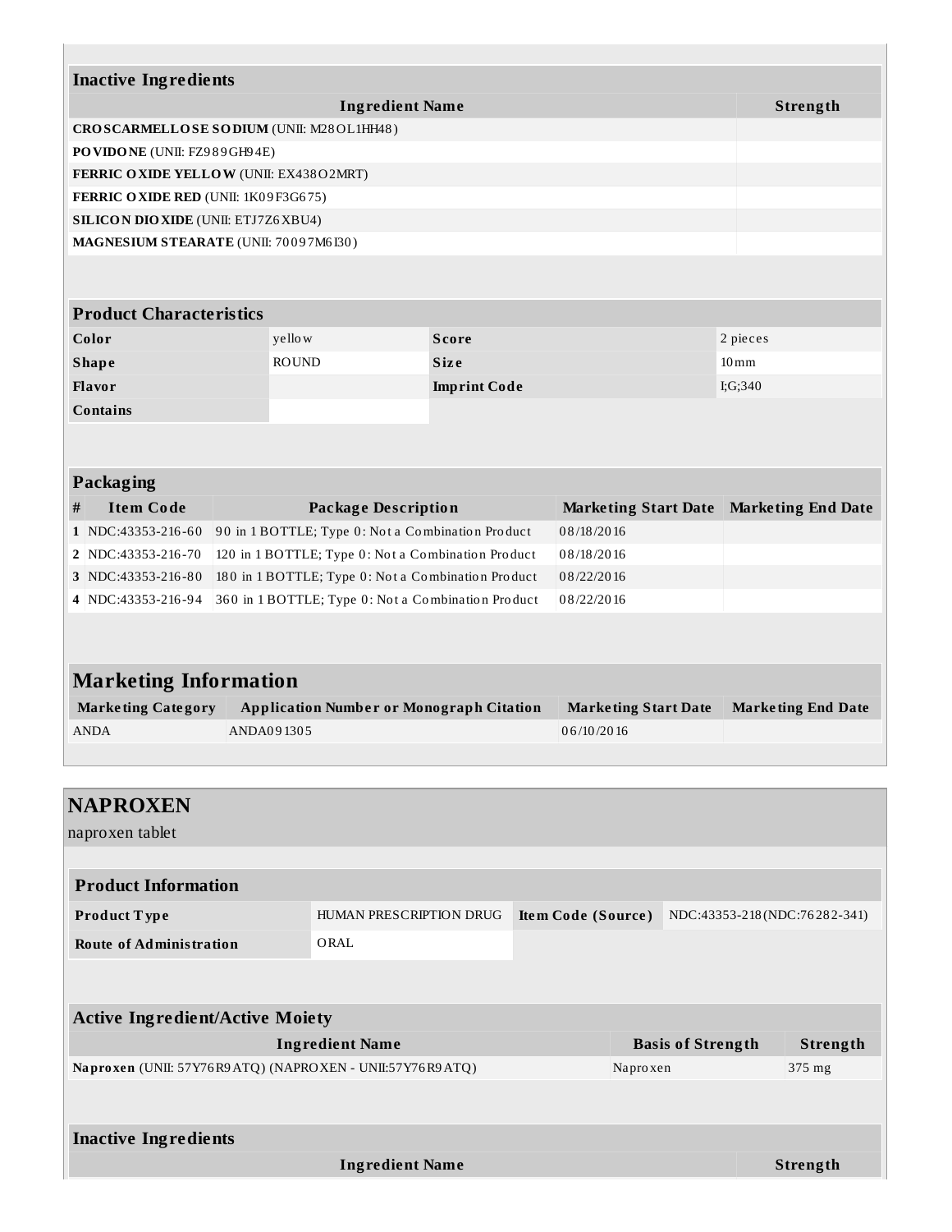| Inactive Ingredients | |
|---|---|
| **Ingredient Name** | **Strength** |
| **CROSCARMELLOSE SODIUM** (UNII: M28OL1HH48) | |
| **POVIDONE** (UNII: FZ989GH94E) | |
| **FERRIC OXIDE YELLOW** (UNII: EX438O2MRT) | |
| **FERRIC OXIDE RED** (UNII: 1K09F3G675) | |
| **SILICON DIOXIDE** (UNII: ETJ7Z6XBU4) | |
| **MAGNESIUM STEARATE** (UNII: 70097M6I30) | |

| Product Characteristics | | | |
|---|---|---|---|
| **Color** | yellow | **Score** | 2 pieces |
| **Shape** | ROUND | **Size** | 10mm |
| **Flavor** | | **Imprint Code** | I;G;340 |
| **Contains** | | | |

| Packaging | | | | |
|---|---|---|---|---|
| **#** | **Item Code** | **Package Description** | **Marketing Start Date** | **Marketing End Date** |
| **1** | NDC:43353-216-60 | 90 in 1 BOTTLE; Type 0: Not a Combination Product | 08/18/2016 | |
| **2** | NDC:43353-216-70 | 120 in 1 BOTTLE; Type 0: Not a Combination Product | 08/18/2016 | |
| **3** | NDC:43353-216-80 | 180 in 1 BOTTLE; Type 0: Not a Combination Product | 08/22/2016 | |
| **4** | NDC:43353-216-94 | 360 in 1 BOTTLE; Type 0: Not a Combination Product | 08/22/2016 | |

## Marketing Information

| Marketing Category | Application Number or Monograph Citation | Marketing Start Date | Marketing End Date |
|---|---|---|---|
| ANDA | ANDA091305 | 06/10/2016 | |

## NAPROXEN

naproxen tablet

| Product Information | | | |
|---|---|---|---|
| **Product Type** | HUMAN PRESCRIPTION DRUG | **Item Code (Source)** | NDC:43353-218(NDC:76282-341) |
| **Route of Administration** | ORAL | | |

| Active Ingredient/Active Moiety | | |
|---|---|---|
| **Ingredient Name** | **Basis of Strength** | **Strength** |
| **Naproxen** (UNII: 57Y76R9ATQ) (NAPROXEN - UNII:57Y76R9ATQ) | Naproxen | 375 mg |

| Inactive Ingredients | |
|---|---|
| **Ingredient Name** | **Strength** |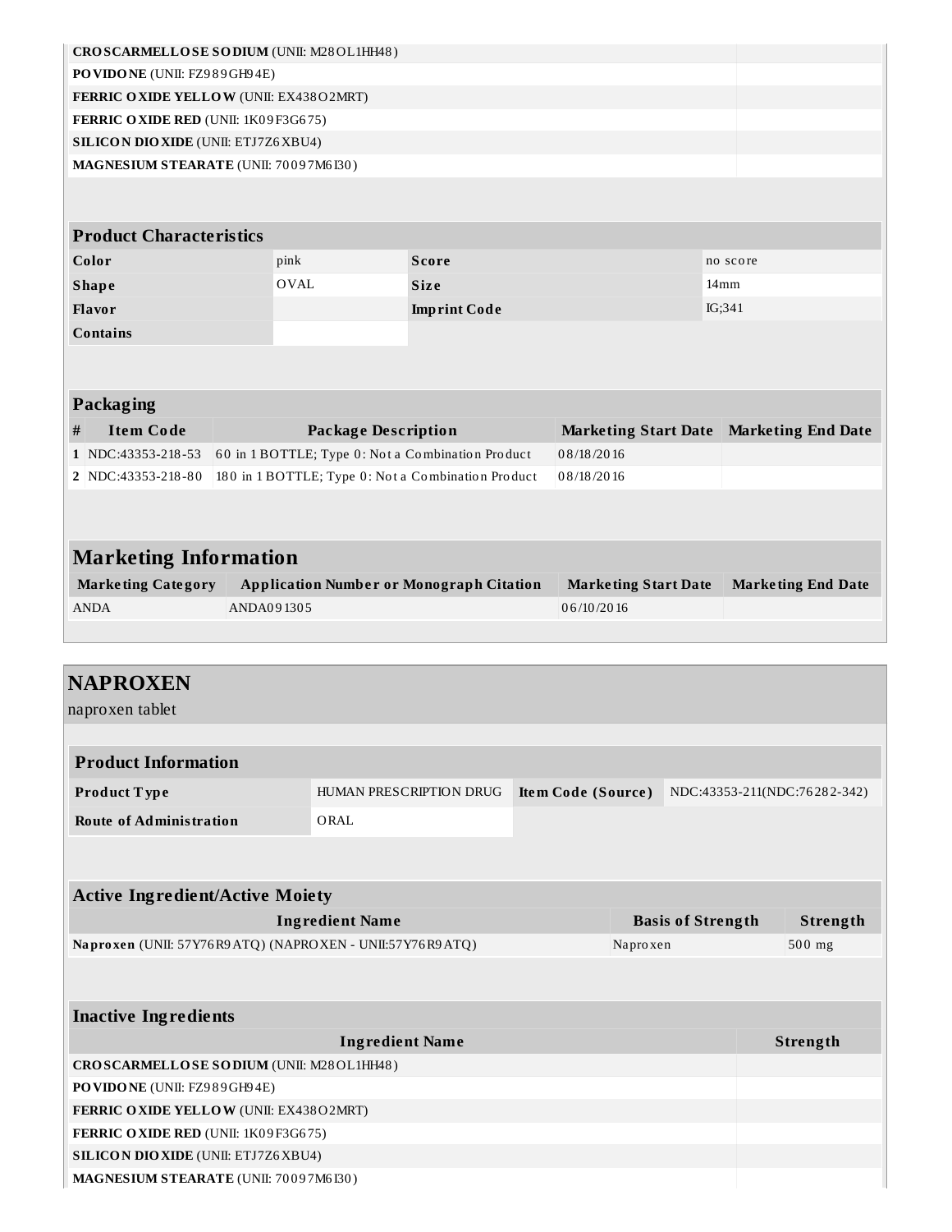| | |
|---|---|
| **CROSCARMELLOSE SODIUM** (UNII: M28OL1HH48) | |
| **POVIDONE** (UNII: FZ989GH94E) | |
| **FERRIC OXIDE YELLOW** (UNII: EX438O2MRT) | |
| **FERRIC OXIDE RED** (UNII: 1K09F3G675) | |
| **SILICON DIOXIDE** (UNII: ETJ7Z6XBU4) | |
| **MAGNESIUM STEARATE** (UNII: 70097M6I30) | |

| Product Characteristics | | | |
|---|---|---|---|
| **Color** | pink | **Score** | no score |
| **Shape** | OVAL | **Size** | 14mm |
| **Flavor** | | **Imprint Code** | IG;341 |
| **Contains** | | | |

| Packaging | | | | |
|---|---|---|---|---|
| **#** | **Item Code** | **Package Description** | **Marketing Start Date** | **Marketing End Date** |
| **1** | NDC:43353-218-53 | 60 in 1 BOTTLE; Type 0: Not a Combination Product | 08/18/2016 | |
| **2** | NDC:43353-218-80 | 180 in 1 BOTTLE; Type 0: Not a Combination Product | 08/18/2016 | |

| Marketing Information | | | |
|---|---|---|---|
| **Marketing Category** | **Application Number or Monograph Citation** | **Marketing Start Date** | **Marketing End Date** |
| ANDA | ANDA091305 | 06/10/2016 | |

## NAPROXEN

naproxen tablet

| Product Information | | | |
|---|---|---|---|
| **Product Type** | HUMAN PRESCRIPTION DRUG | **Item Code (Source)** | NDC:43353-211(NDC:76282-342) |
| **Route of Administration** | ORAL | | |

| Active Ingredient/Active Moiety | | |
|---|---|---|
| **Ingredient Name** | **Basis of Strength** | **Strength** |
| **Naproxen** (UNII: 57Y76R9ATQ) (NAPROXEN - UNII:57Y76R9ATQ) | Naproxen | 500 mg |

| Inactive Ingredients | |
|---|---|
| **Ingredient Name** | **Strength** |
| **CROSCARMELLOSE SODIUM** (UNII: M28OL1HH48) | |
| **POVIDONE** (UNII: FZ989GH94E) | |
| **FERRIC OXIDE YELLOW** (UNII: EX438O2MRT) | |
| **FERRIC OXIDE RED** (UNII: 1K09F3G675) | |
| **SILICON DIOXIDE** (UNII: ETJ7Z6XBU4) | |
| **MAGNESIUM STEARATE** (UNII: 70097M6I30) | |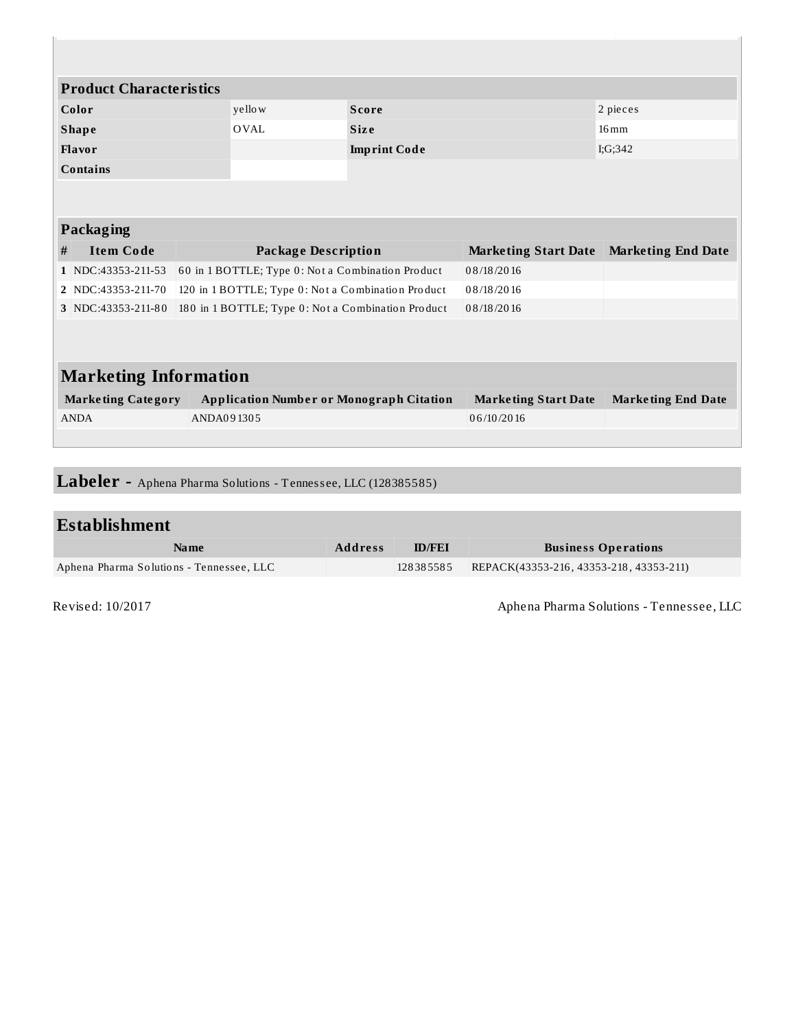| Product Characteristics | | | |
|---|---|---|---|
| **Color** | yellow | **Score** | 2 pieces |
| **Shape** | OVAL | **Size** | 16mm |
| **Flavor** | | **Imprint Code** | I;G;342 |
| **Contains** | | | |

**Packaging**

| # | Item Code | Package Description | Marketing Start Date | Marketing End Date |
|---|---|---|---|---|
| 1 | NDC:43353-211-53 | 60 in 1 BOTTLE; Type 0: Not a Combination Product | 08/18/2016 | |
| 2 | NDC:43353-211-70 | 120 in 1 BOTTLE; Type 0: Not a Combination Product | 08/18/2016 | |
| 3 | NDC:43353-211-80 | 180 in 1 BOTTLE; Type 0: Not a Combination Product | 08/18/2016 | |

## Marketing Information

| Marketing Category | Application Number or Monograph Citation | Marketing Start Date | Marketing End Date |
|---|---|---|---|
| ANDA | ANDA091305 | 06/10/2016 | |

## Labeler - Aphena Pharma Solutions - Tennessee, LLC (128385585)

## Establishment

| Name | Address | ID/FEI | Business Operations |
|---|---|---|---|
| Aphena Pharma Solutions - Tennessee, LLC | | 128385585 | REPACK(43353-216, 43353-218, 43353-211) |

Revised: 10/2017

Aphena Pharma Solutions - Tennessee, LLC